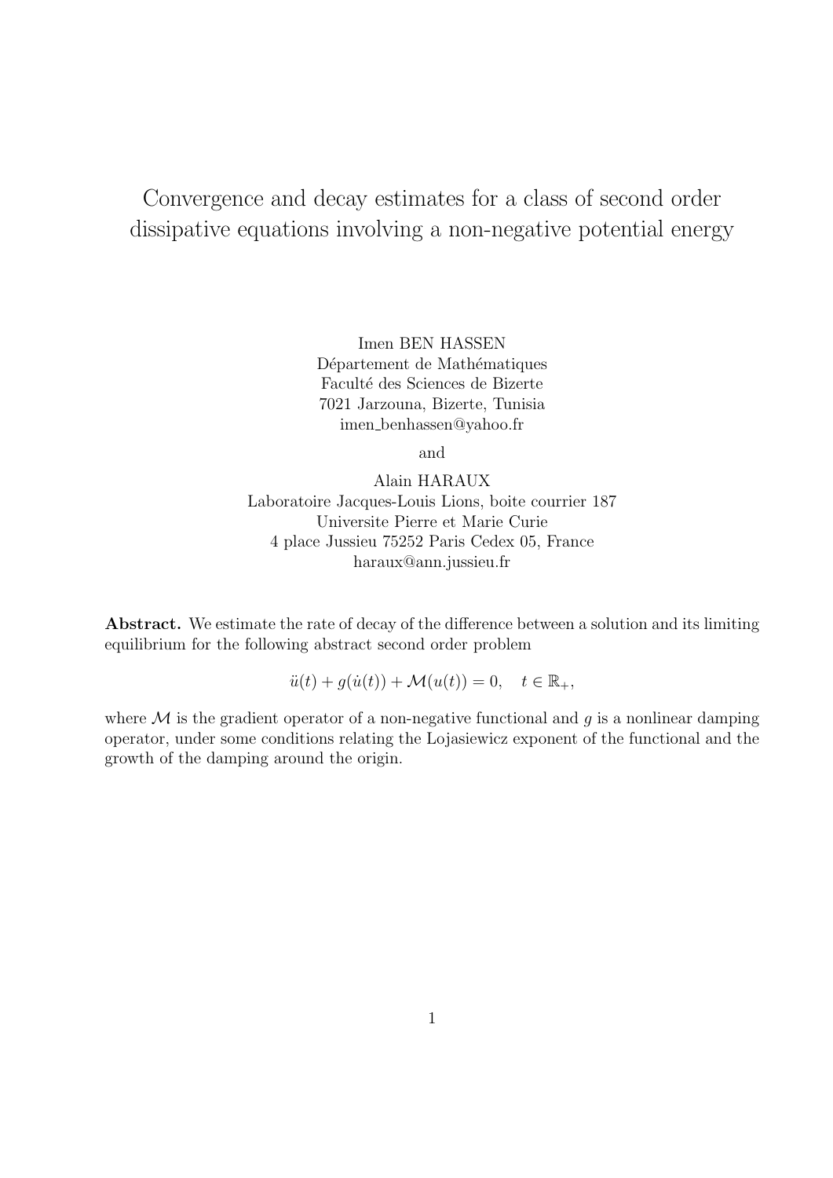# Convergence and decay estimates for a class of second order dissipative equations involving a non-negative potential energy

Imen BEN HASSEN
Département de Mathématiques
Faculté des Sciences de Bizerte
7021 Jarzouna, Bizerte, Tunisia
imen_benhassen@yahoo.fr

and

Alain HARAUX
Laboratoire Jacques-Louis Lions, boite courrier 187
Universite Pierre et Marie Curie
4 place Jussieu 75252 Paris Cedex 05, France
haraux@ann.jussieu.fr

**Abstract.** We estimate the rate of decay of the difference between a solution and its limiting equilibrium for the following abstract second order problem

$$\ddot{u}(t) + g(\dot{u}(t)) + \mathcal{M}(u(t)) = 0, \quad t \in \mathbb{R}_+,$$

where $\mathcal{M}$ is the gradient operator of a non-negative functional and $g$ is a nonlinear damping operator, under some conditions relating the Lojasiewicz exponent of the functional and the growth of the damping around the origin.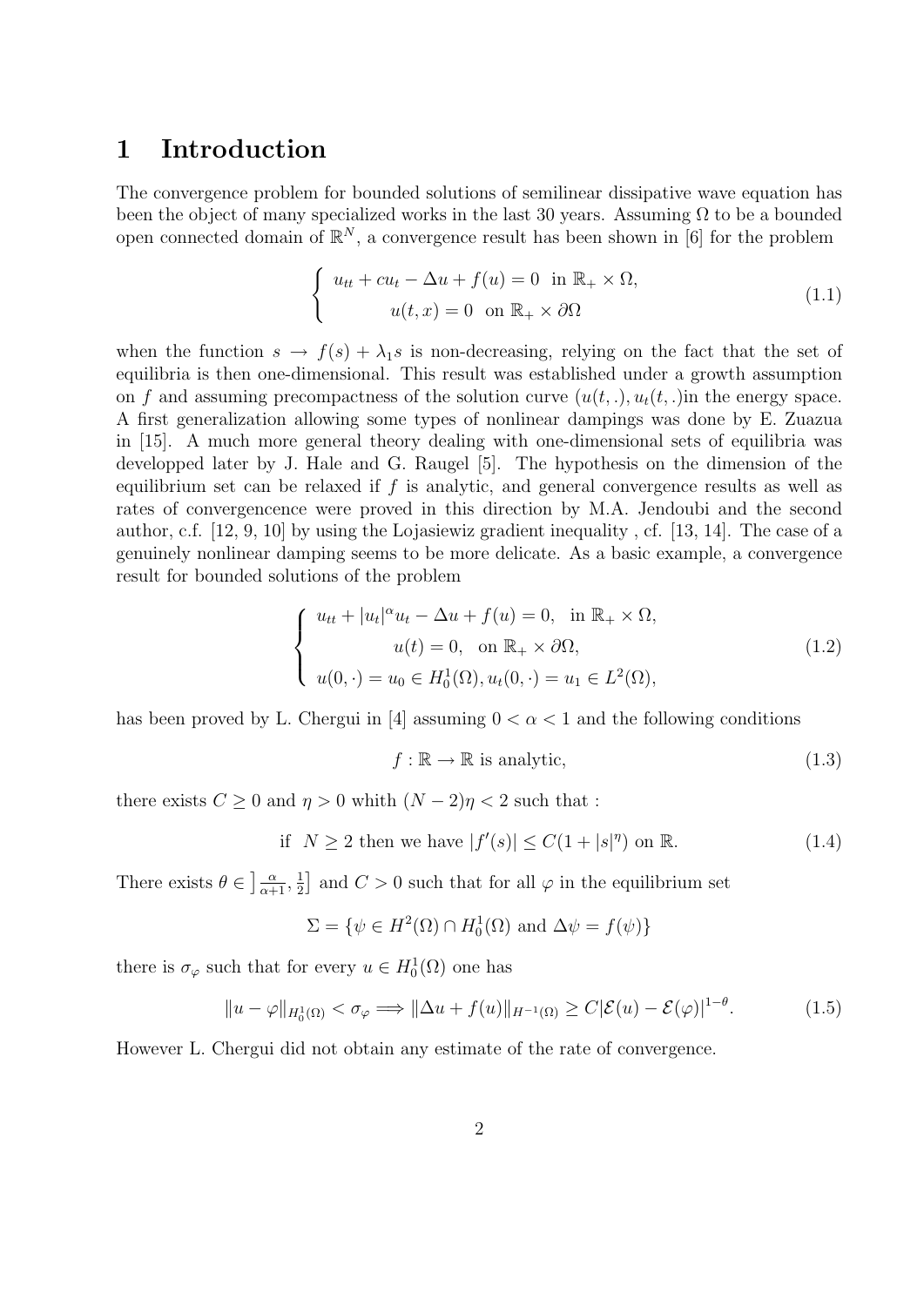# 1 Introduction

The convergence problem for bounded solutions of semilinear dissipative wave equation has been the object of many specialized works in the last 30 years. Assuming $\Omega$ to be a bounded open connected domain of $\mathbb{R}^N$, a convergence result has been shown in [6] for the problem

$$
\begin{cases} u_{tt} + cu_t - \Delta u + f(u) = 0 \quad \text{in } \mathbb{R}_+ \times \Omega, \\ \qquad u(t,x) = 0 \quad \text{on } \mathbb{R}_+ \times \partial\Omega \end{cases} \tag{1.1}
$$

when the function $s \to f(s) + \lambda_1 s$ is non-decreasing, relying on the fact that the set of equilibria is then one-dimensional. This result was established under a growth assumption on $f$ and assuming precompactness of the solution curve $(u(t,.), u_t(t,.)$in the energy space. A first generalization allowing some types of nonlinear dampings was done by E. Zuazua in [15]. A much more general theory dealing with one-dimensional sets of equilibria was developped later by J. Hale and G. Raugel [5]. The hypothesis on the dimension of the equilibrium set can be relaxed if $f$ is analytic, and general convergence results as well as rates of convergencence were proved in this direction by M.A. Jendoubi and the second author, c.f. [12, 9, 10] by using the Lojasiewiz gradient inequality , cf. [13, 14]. The case of a genuinely nonlinear damping seems to be more delicate. As a basic example, a convergence result for bounded solutions of the problem

$$
\begin{cases} u_{tt} + |u_t|^\alpha u_t - \Delta u + f(u) = 0, \quad \text{in } \mathbb{R}_+ \times \Omega, \\ \qquad u(t) = 0, \quad \text{on } \mathbb{R}_+ \times \partial\Omega, \\ u(0,\cdot) = u_0 \in H_0^1(\Omega), u_t(0,\cdot) = u_1 \in L^2(\Omega), \end{cases} \tag{1.2}
$$

has been proved by L. Chergui in [4] assuming $0 < \alpha < 1$ and the following conditions

$$
f : \mathbb{R} \to \mathbb{R} \text{ is analytic,} \tag{1.3}
$$

there exists $C \geq 0$ and $\eta > 0$ whith $(N-2)\eta < 2$ such that :

$$
\text{if } \ N \geq 2 \text{ then we have } |f'(s)| \leq C(1 + |s|^\eta) \text{ on } \mathbb{R}. \tag{1.4}
$$

There exists $\theta \in \left]\frac{\alpha}{\alpha+1}, \frac{1}{2}\right]$ and $C > 0$ such that for all $\varphi$ in the equilibrium set

$$
\Sigma = \{\psi \in H^2(\Omega) \cap H_0^1(\Omega) \text{ and } \Delta\psi = f(\psi)\}
$$

there is $\sigma_\varphi$ such that for every $u \in H_0^1(\Omega)$ one has

$$
\|u - \varphi\|_{H_0^1(\Omega)} < \sigma_\varphi \Longrightarrow \|\Delta u + f(u)\|_{H^{-1}(\Omega)} \geq C|\mathcal{E}(u) - \mathcal{E}(\varphi)|^{1-\theta}. \tag{1.5}
$$

However L. Chergui did not obtain any estimate of the rate of convergence.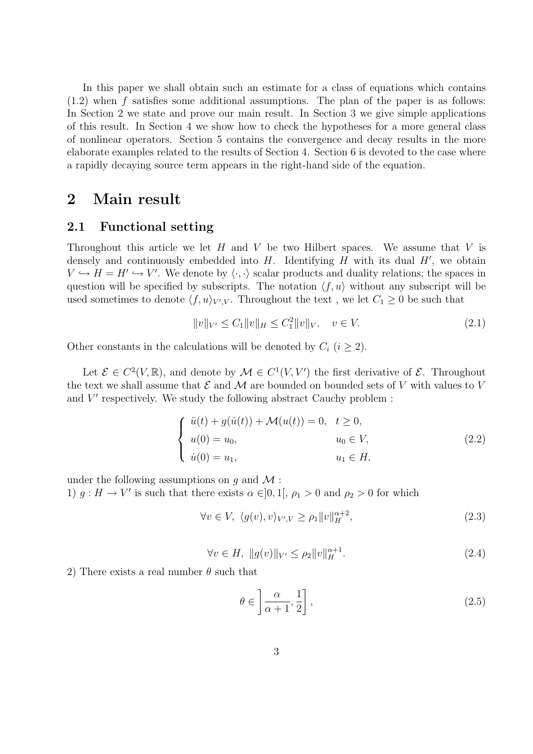In this paper we shall obtain such an estimate for a class of equations which contains (1.2) when $f$ satisfies some additional assumptions. The plan of the paper is as follows: In Section 2 we state and prove our main result. In Section 3 we give simple applications of this result. In Section 4 we show how to check the hypotheses for a more general class of nonlinear operators. Section 5 contains the convergence and decay results in the more elaborate examples related to the results of Section 4. Section 6 is devoted to the case where a rapidly decaying source term appears in the right-hand side of the equation.

# 2 Main result

## 2.1 Functional setting

Throughout this article we let $H$ and $V$ be two Hilbert spaces. We assume that $V$ is densely and continuously embedded into $H$. Identifying $H$ with its dual $H'$, we obtain $V \hookrightarrow H = H' \hookrightarrow V'$. We denote by $\langle \cdot, \cdot \rangle$ scalar products and duality relations; the spaces in question will be specified by subscripts. The notation $\langle f, u \rangle$ without any subscript will be used sometimes to denote $\langle f, u \rangle_{V',V}$. Throughout the text , we let $C_1 \geq 0$ be such that

$$\|v\|_{V'} \leq C_1 \|v\|_H \leq C_1^2 \|v\|_V, \quad v \in V. \tag{2.1}$$

Other constants in the calculations will be denoted by $C_i$ ($i \geq 2$).

Let $\mathcal{E} \in C^2(V, \mathbb{R})$, and denote by $\mathcal{M} \in C^1(V, V')$ the first derivative of $\mathcal{E}$. Throughout the text we shall assume that $\mathcal{E}$ and $\mathcal{M}$ are bounded on bounded sets of $V$ with values to $V$ and $V'$ respectively. We study the following abstract Cauchy problem :

$$\begin{cases} \ddot{u}(t) + g(\dot{u}(t)) + \mathcal{M}(u(t)) = 0, & t \geq 0, \\ u(0) = u_0, & u_0 \in V, \\ \dot{u}(0) = u_1, & u_1 \in H, \end{cases} \tag{2.2}$$

under the following assumptions on $g$ and $\mathcal{M}$ :

1) $g : H \to V'$ is such that there exists $\alpha \in ]0, 1[$, $\rho_1 > 0$ and $\rho_2 > 0$ for which

$$\forall v \in V, \ \langle g(v), v \rangle_{V',V} \geq \rho_1 \|v\|_H^{\alpha+2}, \tag{2.3}$$

$$\forall v \in H, \ \|g(v)\|_{V'} \leq \rho_2 \|v\|_H^{\alpha+1}. \tag{2.4}$$

2) There exists a real number $\theta$ such that

$$\theta \in \left] \frac{\alpha}{\alpha+1}, \frac{1}{2} \right], \tag{2.5}$$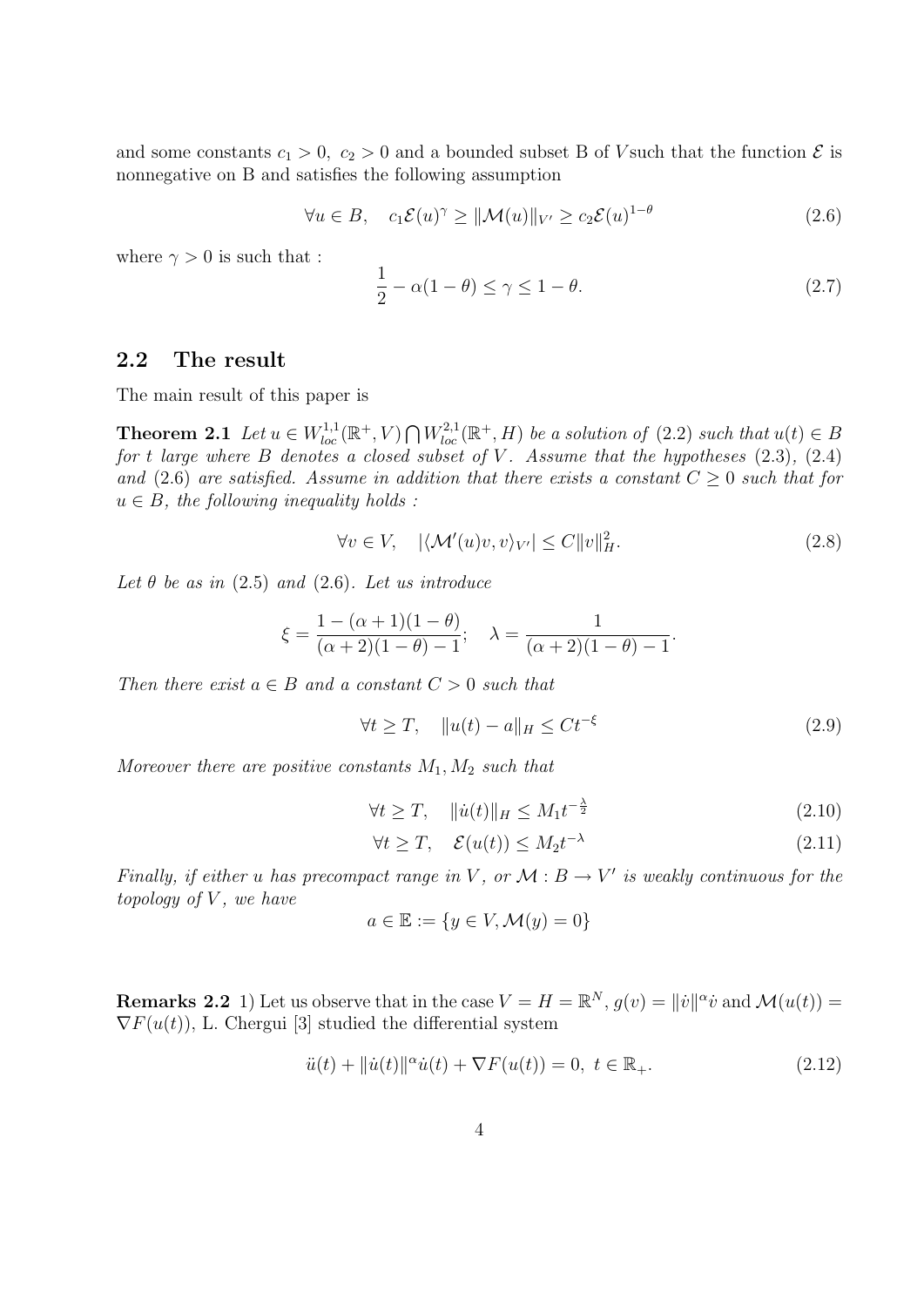and some constants $c_1 > 0,\ c_2 > 0$ and a bounded subset B of $V$such that the function $\mathcal{E}$ is nonnegative on B and satisfies the following assumption

$$\forall u \in B, \quad c_1 \mathcal{E}(u)^\gamma \geq \|\mathcal{M}(u)\|_{V'} \geq c_2 \mathcal{E}(u)^{1-\theta} \tag{2.6}$$

where $\gamma > 0$ is such that :

$$\frac{1}{2} - \alpha(1-\theta) \leq \gamma \leq 1 - \theta. \tag{2.7}$$

## 2.2 The result

The main result of this paper is

**Theorem 2.1** *Let $u \in W^{1,1}_{loc}(\mathbb{R}^+, V) \bigcap W^{2,1}_{loc}(\mathbb{R}^+, H)$ be a solution of (2.2) such that $u(t) \in B$ for $t$ large where $B$ denotes a closed subset of $V$. Assume that the hypotheses (2.3), (2.4) and (2.6) are satisfied. Assume in addition that there exists a constant $C \geq 0$ such that for $u \in B$, the following inequality holds :*

$$\forall v \in V, \quad |\langle \mathcal{M}'(u)v, v \rangle_{V'}| \leq C\|v\|_H^2. \tag{2.8}$$

*Let $\theta$ be as in (2.5) and (2.6). Let us introduce*

$$\xi = \frac{1-(\alpha+1)(1-\theta)}{(\alpha+2)(1-\theta)-1}; \quad \lambda = \frac{1}{(\alpha+2)(1-\theta)-1}.$$

*Then there exist $a \in B$ and a constant $C > 0$ such that*

$$\forall t \geq T, \quad \|u(t) - a\|_H \leq Ct^{-\xi} \tag{2.9}$$

*Moreover there are positive constants $M_1, M_2$ such that*

$$\forall t \geq T, \quad \|\dot{u}(t)\|_H \leq M_1 t^{-\frac{\lambda}{2}} \tag{2.10}$$

$$\forall t \geq T, \quad \mathcal{E}(u(t)) \leq M_2 t^{-\lambda} \tag{2.11}$$

*Finally, if either $u$ has precompact range in $V$, or $\mathcal{M} : B \to V'$ is weakly continuous for the topology of $V$, we have*

$$a \in \mathbb{E} := \{y \in V, \mathcal{M}(y) = 0\}$$

**Remarks 2.2** 1) Let us observe that in the case $V = H = \mathbb{R}^N$, $g(v) = \|\dot{v}\|^\alpha \dot{v}$ and $\mathcal{M}(u(t)) = \nabla F(u(t))$, L. Chergui [3] studied the differential system

$$\ddot{u}(t) + \|\dot{u}(t)\|^\alpha \dot{u}(t) + \nabla F(u(t)) = 0, \ t \in \mathbb{R}_+. \tag{2.12}$$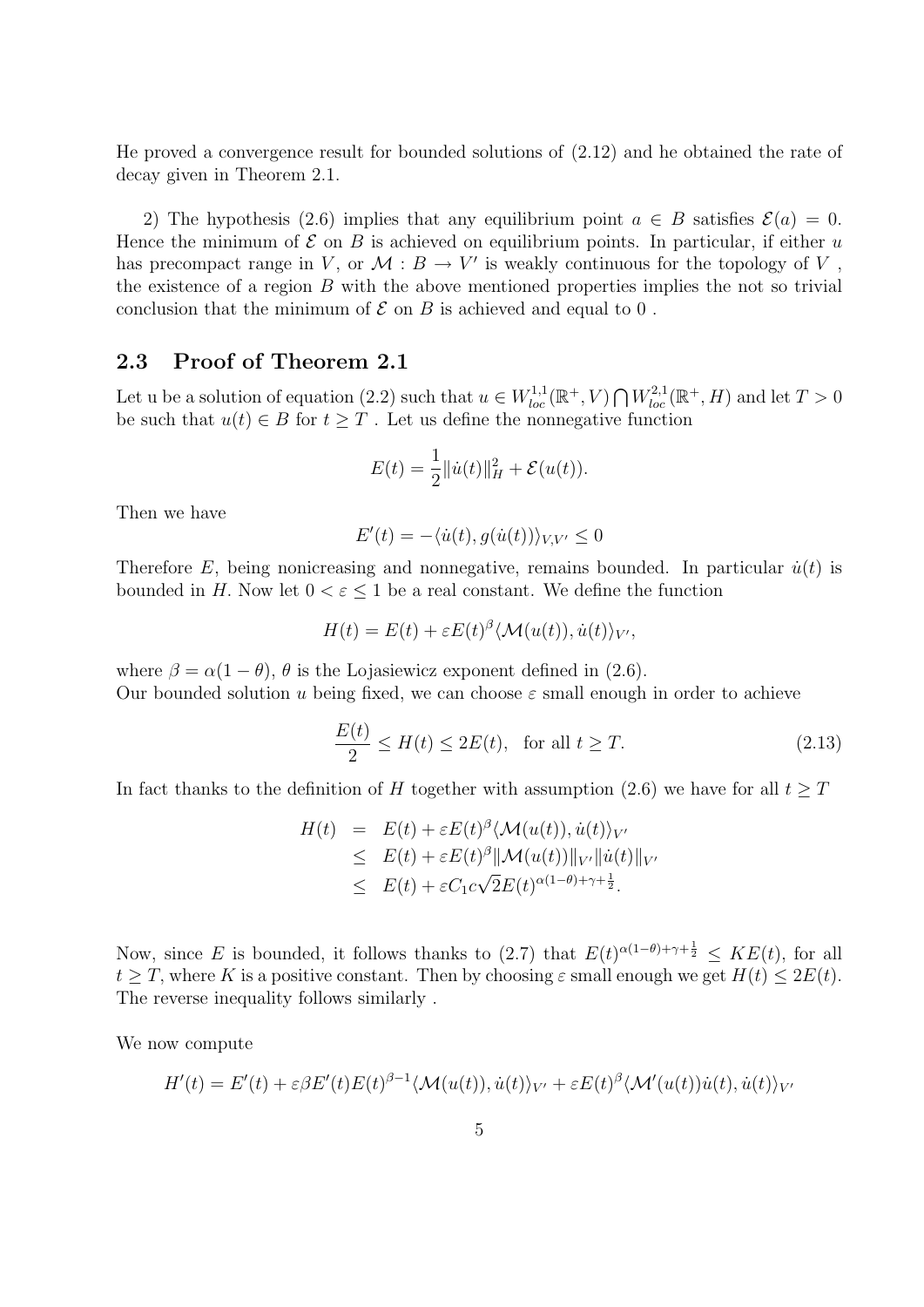He proved a convergence result for bounded solutions of (2.12) and he obtained the rate of decay given in Theorem 2.1.

2) The hypothesis (2.6) implies that any equilibrium point $a \in B$ satisfies $\mathcal{E}(a) = 0$. Hence the minimum of $\mathcal{E}$ on $B$ is achieved on equilibrium points. In particular, if either $u$ has precompact range in $V$, or $\mathcal{M} : B \to V'$ is weakly continuous for the topology of $V$, the existence of a region $B$ with the above mentioned properties implies the not so trivial conclusion that the minimum of $\mathcal{E}$ on $B$ is achieved and equal to 0 .

## 2.3 Proof of Theorem 2.1

Let u be a solution of equation (2.2) such that $u \in W^{1,1}_{loc}(\mathbb{R}^+, V) \bigcap W^{2,1}_{loc}(\mathbb{R}^+, H)$ and let $T > 0$ be such that $u(t) \in B$ for $t \geq T$ . Let us define the nonnegative function

$$E(t) = \frac{1}{2}\|\dot{u}(t)\|_H^2 + \mathcal{E}(u(t)).$$

Then we have

$$E'(t) = -\langle \dot{u}(t), g(\dot{u}(t))\rangle_{V,V'} \leq 0$$

Therefore $E$, being nonicreasing and nonnegative, remains bounded. In particular $\dot{u}(t)$ is bounded in $H$. Now let $0 < \varepsilon \leq 1$ be a real constant. We define the function

$$H(t) = E(t) + \varepsilon E(t)^\beta \langle \mathcal{M}(u(t)), \dot{u}(t)\rangle_{V'},$$

where $\beta = \alpha(1-\theta)$, $\theta$ is the Lojasiewicz exponent defined in (2.6).
Our bounded solution $u$ being fixed, we can choose $\varepsilon$ small enough in order to achieve

$$\frac{E(t)}{2} \leq H(t) \leq 2E(t), \quad \text{for all } t \geq T. \tag{2.13}$$

In fact thanks to the definition of $H$ together with assumption (2.6) we have for all $t \geq T$

$$\begin{aligned} H(t) &= E(t) + \varepsilon E(t)^\beta \langle \mathcal{M}(u(t)), \dot{u}(t)\rangle_{V'} \\ &\leq E(t) + \varepsilon E(t)^\beta \|\mathcal{M}(u(t))\|_{V'} \|\dot{u}(t)\|_{V'} \\ &\leq E(t) + \varepsilon C_1 c\sqrt{2} E(t)^{\alpha(1-\theta)+\gamma+\frac{1}{2}}. \end{aligned}$$

Now, since $E$ is bounded, it follows thanks to (2.7) that $E(t)^{\alpha(1-\theta)+\gamma+\frac{1}{2}} \leq KE(t)$, for all $t \geq T$, where $K$ is a positive constant. Then by choosing $\varepsilon$ small enough we get $H(t) \leq 2E(t)$. The reverse inequality follows similarly .

We now compute

$$H'(t) = E'(t) + \varepsilon\beta E'(t)E(t)^{\beta-1}\langle \mathcal{M}(u(t)), \dot{u}(t)\rangle_{V'} + \varepsilon E(t)^\beta \langle \mathcal{M}'(u(t))\dot{u}(t), \dot{u}(t)\rangle_{V'}$$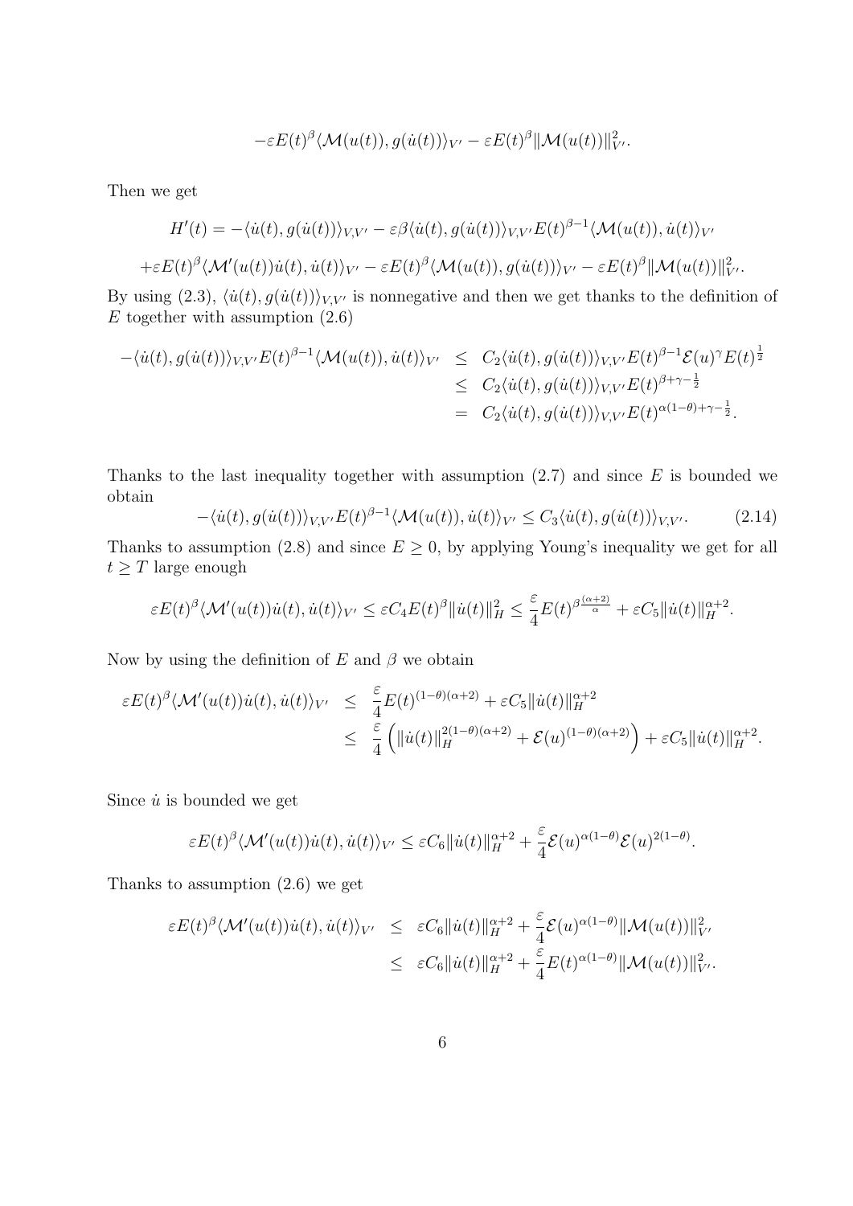$$-\varepsilon E(t)^\beta \langle \mathcal{M}(u(t)), g(\dot{u}(t))\rangle_{V'} - \varepsilon E(t)^\beta \|\mathcal{M}(u(t))\|_{V'}^2.$$

Then we get

$$H'(t) = -\langle \dot{u}(t), g(\dot{u}(t))\rangle_{V,V'} - \varepsilon\beta\langle \dot{u}(t), g(\dot{u}(t))\rangle_{V,V'} E(t)^{\beta-1}\langle \mathcal{M}(u(t)), \dot{u}(t)\rangle_{V'}$$

$$+\varepsilon E(t)^\beta \langle \mathcal{M}'(u(t))\dot{u}(t), \dot{u}(t)\rangle_{V'} - \varepsilon E(t)^\beta \langle \mathcal{M}(u(t)), g(\dot{u}(t))\rangle_{V'} - \varepsilon E(t)^\beta \|\mathcal{M}(u(t))\|_{V'}^2.$$

By using (2.3), $\langle \dot{u}(t), g(\dot{u}(t))\rangle_{V,V'}$ is nonnegative and then we get thanks to the definition of $E$ together with assumption (2.6)

$$\begin{aligned}
-\langle \dot{u}(t), g(\dot{u}(t))\rangle_{V,V'} E(t)^{\beta-1}\langle \mathcal{M}(u(t)), \dot{u}(t)\rangle_{V'} &\leq C_2\langle \dot{u}(t), g(\dot{u}(t))\rangle_{V,V'} E(t)^{\beta-1}\mathcal{E}(u)^\gamma E(t)^{\frac{1}{2}} \\
&\leq C_2\langle \dot{u}(t), g(\dot{u}(t))\rangle_{V,V'} E(t)^{\beta+\gamma-\frac{1}{2}} \\
&= C_2\langle \dot{u}(t), g(\dot{u}(t))\rangle_{V,V'} E(t)^{\alpha(1-\theta)+\gamma-\frac{1}{2}}.
\end{aligned}$$

Thanks to the last inequality together with assumption (2.7) and since $E$ is bounded we obtain

$$-\langle \dot{u}(t), g(\dot{u}(t))\rangle_{V,V'} E(t)^{\beta-1}\langle \mathcal{M}(u(t)), \dot{u}(t)\rangle_{V'} \leq C_3\langle \dot{u}(t), g(\dot{u}(t))\rangle_{V,V'}. \tag{2.14}$$

Thanks to assumption (2.8) and since $E \geq 0$, by applying Young's inequality we get for all $t \geq T$ large enough

$$\varepsilon E(t)^\beta \langle \mathcal{M}'(u(t))\dot{u}(t), \dot{u}(t)\rangle_{V'} \leq \varepsilon C_4 E(t)^\beta \|\dot{u}(t)\|_H^2 \leq \frac{\varepsilon}{4} E(t)^{\beta\frac{(\alpha+2)}{\alpha}} + \varepsilon C_5 \|\dot{u}(t)\|_H^{\alpha+2}.$$

Now by using the definition of $E$ and $\beta$ we obtain

$$\begin{aligned}
\varepsilon E(t)^\beta \langle \mathcal{M}'(u(t))\dot{u}(t), \dot{u}(t)\rangle_{V'} &\leq \frac{\varepsilon}{4} E(t)^{(1-\theta)(\alpha+2)} + \varepsilon C_5 \|\dot{u}(t)\|_H^{\alpha+2} \\
&\leq \frac{\varepsilon}{4}\left(\|\dot{u}(t)\|_H^{2(1-\theta)(\alpha+2)} + \mathcal{E}(u)^{(1-\theta)(\alpha+2)}\right) + \varepsilon C_5 \|\dot{u}(t)\|_H^{\alpha+2}.
\end{aligned}$$

Since $\dot{u}$ is bounded we get

$$\varepsilon E(t)^\beta \langle \mathcal{M}'(u(t))\dot{u}(t), \dot{u}(t)\rangle_{V'} \leq \varepsilon C_6 \|\dot{u}(t)\|_H^{\alpha+2} + \frac{\varepsilon}{4}\mathcal{E}(u)^{\alpha(1-\theta)}\mathcal{E}(u)^{2(1-\theta)}.$$

Thanks to assumption (2.6) we get

$$\begin{aligned}
\varepsilon E(t)^\beta \langle \mathcal{M}'(u(t))\dot{u}(t), \dot{u}(t)\rangle_{V'} &\leq \varepsilon C_6 \|\dot{u}(t)\|_H^{\alpha+2} + \frac{\varepsilon}{4}\mathcal{E}(u)^{\alpha(1-\theta)}\|\mathcal{M}(u(t))\|_{V'}^2 \\
&\leq \varepsilon C_6 \|\dot{u}(t)\|_H^{\alpha+2} + \frac{\varepsilon}{4}E(t)^{\alpha(1-\theta)}\|\mathcal{M}(u(t))\|_{V'}^2.
\end{aligned}$$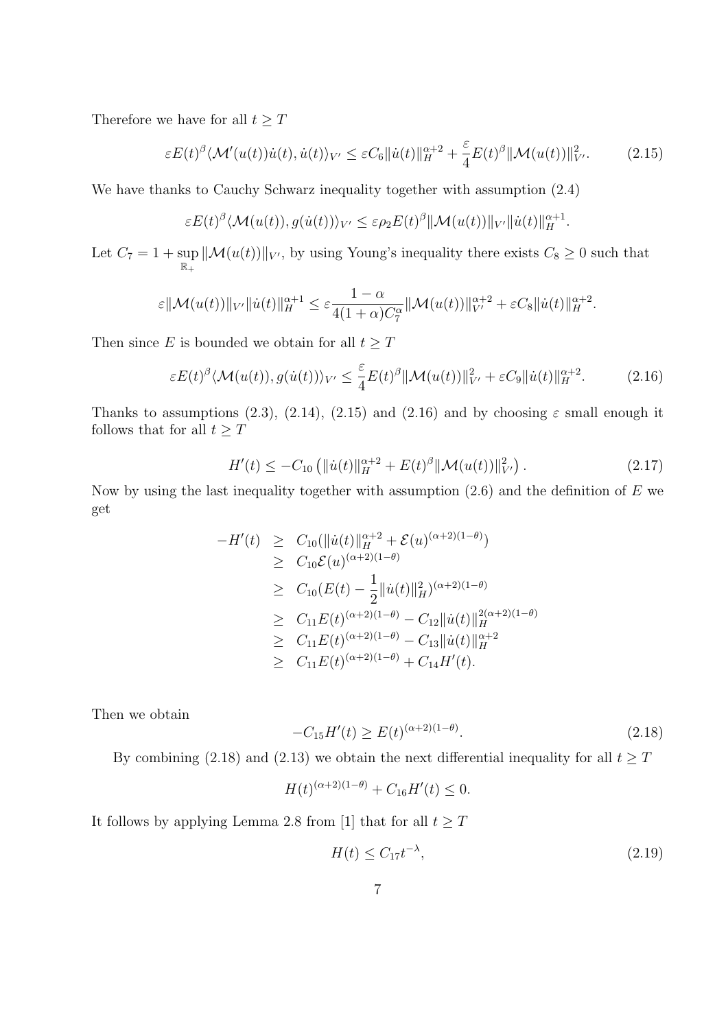Therefore we have for all $t \geq T$

$$\varepsilon E(t)^{\beta} \langle \mathcal{M}'(u(t))\dot{u}(t), \dot{u}(t)\rangle_{V'} \leq \varepsilon C_6 \|\dot{u}(t)\|_H^{\alpha+2} + \frac{\varepsilon}{4} E(t)^{\beta} \|\mathcal{M}(u(t))\|_{V'}^2. \tag{2.15}$$

We have thanks to Cauchy Schwarz inequality together with assumption (2.4)

$$\varepsilon E(t)^{\beta} \langle \mathcal{M}(u(t)), g(\dot{u}(t))\rangle_{V'} \leq \varepsilon \rho_2 E(t)^{\beta} \|\mathcal{M}(u(t))\|_{V'} \|\dot{u}(t)\|_H^{\alpha+1}.$$

Let $C_7 = 1 + \sup_{\mathbb{R}_+} \|\mathcal{M}(u(t))\|_{V'}$, by using Young's inequality there exists $C_8 \geq 0$ such that

$$\varepsilon \|\mathcal{M}(u(t))\|_{V'} \|\dot{u}(t)\|_H^{\alpha+1} \leq \varepsilon \frac{1-\alpha}{4(1+\alpha)C_7^{\alpha}} \|\mathcal{M}(u(t))\|_{V'}^{\alpha+2} + \varepsilon C_8 \|\dot{u}(t)\|_H^{\alpha+2}.$$

Then since $E$ is bounded we obtain for all $t \geq T$

$$\varepsilon E(t)^{\beta} \langle \mathcal{M}(u(t)), g(\dot{u}(t))\rangle_{V'} \leq \frac{\varepsilon}{4} E(t)^{\beta} \|\mathcal{M}(u(t))\|_{V'}^2 + \varepsilon C_9 \|\dot{u}(t)\|_H^{\alpha+2}. \tag{2.16}$$

Thanks to assumptions (2.3), (2.14), (2.15) and (2.16) and by choosing $\varepsilon$ small enough it follows that for all $t \geq T$

$$H'(t) \leq -C_{10} \left( \|\dot{u}(t)\|_H^{\alpha+2} + E(t)^{\beta} \|\mathcal{M}(u(t))\|_{V'}^2 \right). \tag{2.17}$$

Now by using the last inequality together with assumption (2.6) and the definition of $E$ we get

$$\begin{aligned}
-H'(t) &\geq C_{10}(\|\dot{u}(t)\|_H^{\alpha+2} + \mathcal{E}(u)^{(\alpha+2)(1-\theta)}) \\
&\geq C_{10}\mathcal{E}(u)^{(\alpha+2)(1-\theta)} \\
&\geq C_{10}(E(t) - \frac{1}{2}\|\dot{u}(t)\|_H^2)^{(\alpha+2)(1-\theta)} \\
&\geq C_{11}E(t)^{(\alpha+2)(1-\theta)} - C_{12}\|\dot{u}(t)\|_H^{2(\alpha+2)(1-\theta)} \\
&\geq C_{11}E(t)^{(\alpha+2)(1-\theta)} - C_{13}\|\dot{u}(t)\|_H^{\alpha+2} \\
&\geq C_{11}E(t)^{(\alpha+2)(1-\theta)} + C_{14}H'(t).
\end{aligned}$$

Then we obtain

$$-C_{15}H'(t) \geq E(t)^{(\alpha+2)(1-\theta)}. \tag{2.18}$$

By combining (2.18) and (2.13) we obtain the next differential inequality for all $t \geq T$

$$H(t)^{(\alpha+2)(1-\theta)} + C_{16}H'(t) \leq 0.$$

It follows by applying Lemma 2.8 from [1] that for all $t \geq T$

$$H(t) \leq C_{17}t^{-\lambda}, \tag{2.19}$$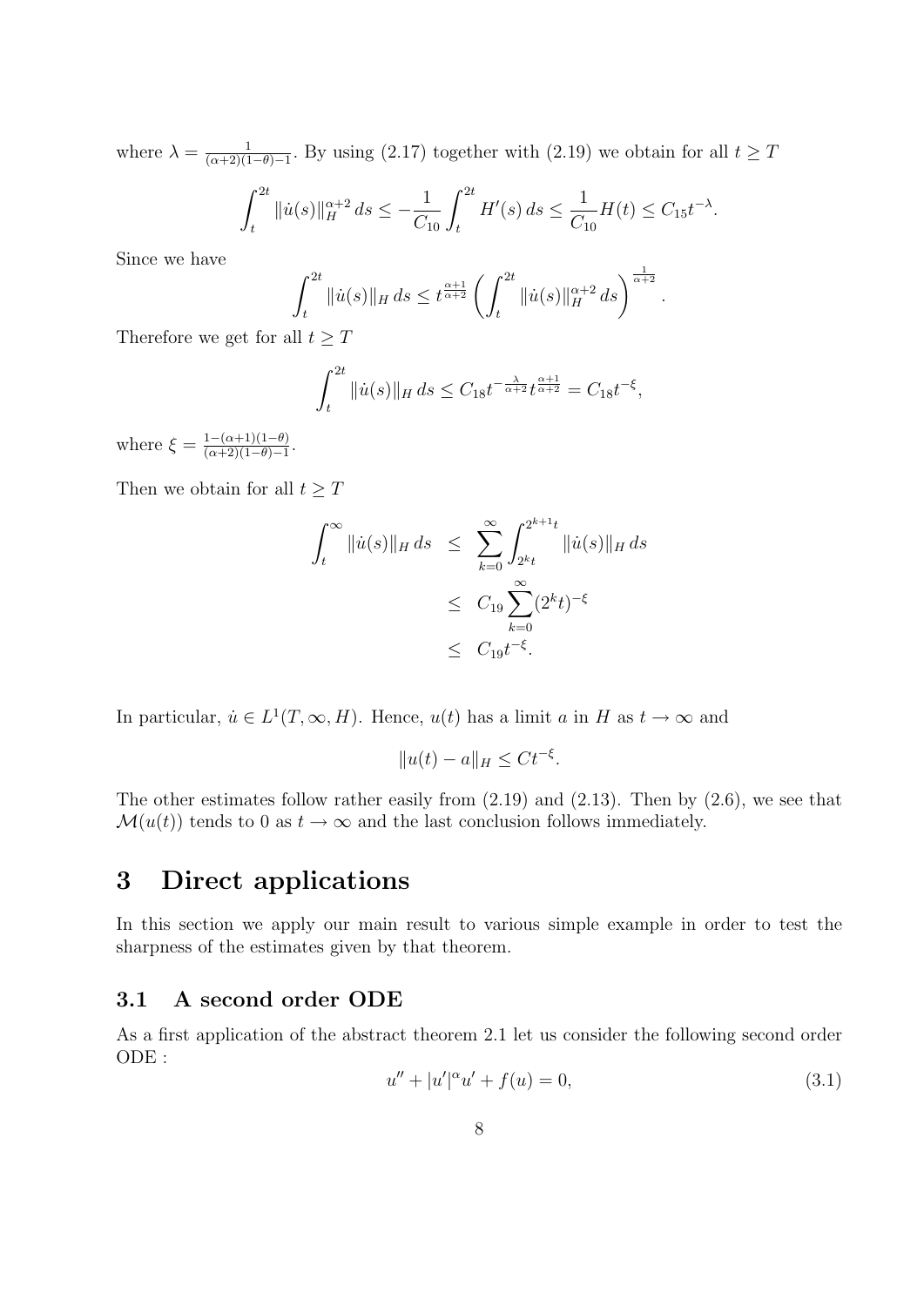where $\lambda = \frac{1}{(\alpha+2)(1-\theta)-1}$. By using (2.17) together with (2.19) we obtain for all $t \geq T$

$$\int_t^{2t} \|\dot{u}(s)\|_H^{\alpha+2} \, ds \leq -\frac{1}{C_{10}} \int_t^{2t} H'(s) \, ds \leq \frac{1}{C_{10}} H(t) \leq C_{15} t^{-\lambda}.$$

Since we have

$$\int_t^{2t} \|\dot{u}(s)\|_H \, ds \leq t^{\frac{\alpha+1}{\alpha+2}} \left( \int_t^{2t} \|\dot{u}(s)\|_H^{\alpha+2} \, ds \right)^{\frac{1}{\alpha+2}}.$$

Therefore we get for all $t \geq T$

$$\int_t^{2t} \|\dot{u}(s)\|_H \, ds \leq C_{18} t^{-\frac{\lambda}{\alpha+2}} t^{\frac{\alpha+1}{\alpha+2}} = C_{18} t^{-\xi},$$

where $\xi = \frac{1-(\alpha+1)(1-\theta)}{(\alpha+2)(1-\theta)-1}$.

Then we obtain for all $t \geq T$

$$\begin{aligned}
\int_t^{\infty} \|\dot{u}(s)\|_H \, ds &\leq \sum_{k=0}^{\infty} \int_{2^k t}^{2^{k+1} t} \|\dot{u}(s)\|_H \, ds \\
&\leq C_{19} \sum_{k=0}^{\infty} (2^k t)^{-\xi} \\
&\leq C_{19} t^{-\xi}.
\end{aligned}$$

In particular, $\dot{u} \in L^1(T, \infty, H)$. Hence, $u(t)$ has a limit $a$ in $H$ as $t \to \infty$ and

$$\|u(t) - a\|_H \leq C t^{-\xi}.$$

The other estimates follow rather easily from (2.19) and (2.13). Then by (2.6), we see that $\mathcal{M}(u(t))$ tends to 0 as $t \to \infty$ and the last conclusion follows immediately.

# 3 Direct applications

In this section we apply our main result to various simple example in order to test the sharpness of the estimates given by that theorem.

## 3.1 A second order ODE

As a first application of the abstract theorem 2.1 let us consider the following second order ODE :

$$u'' + |u'|^{\alpha} u' + f(u) = 0, \tag{3.1}$$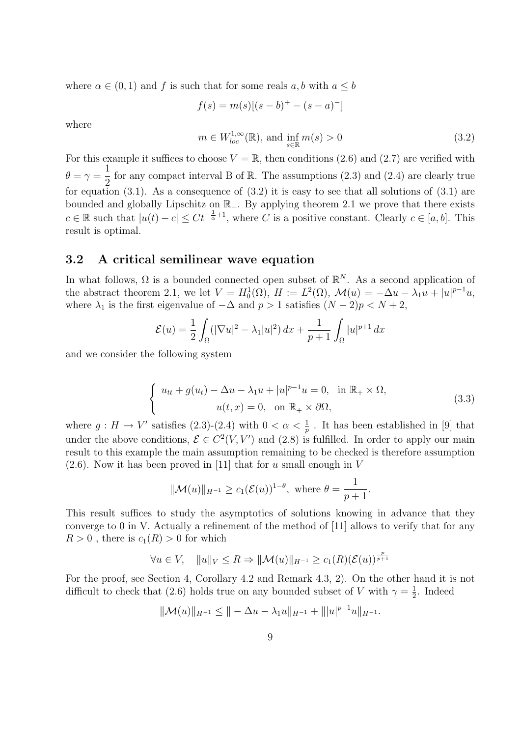where $\alpha \in (0,1)$ and $f$ is such that for some reals $a, b$ with $a \leq b$

$$f(s) = m(s)[(s-b)^+ - (s-a)^-]$$

where

$$m \in W^{1,\infty}_{loc}(\mathbb{R}), \text{ and } \inf_{s\in\mathbb{R}} m(s) > 0 \tag{3.2}$$

For this example it suffices to choose $V = \mathbb{R}$, then conditions (2.6) and (2.7) are verified with $\theta = \gamma = \dfrac{1}{2}$ for any compact interval B of $\mathbb{R}$. The assumptions (2.3) and (2.4) are clearly true for equation (3.1). As a consequence of (3.2) it is easy to see that all solutions of (3.1) are bounded and globally Lipschitz on $\mathbb{R}_+$. By applying theorem 2.1 we prove that there exists $c \in \mathbb{R}$ such that $|u(t) - c| \leq Ct^{-\frac{1}{\alpha}+1}$, where $C$ is a positive constant. Clearly $c \in [a, b]$. This result is optimal.

## 3.2 A critical semilinear wave equation

In what follows, $\Omega$ is a bounded connected open subset of $\mathbb{R}^N$. As a second application of the abstract theorem 2.1, we let $V = H^1_0(\Omega)$, $H := L^2(\Omega)$, $\mathcal{M}(u) = -\Delta u - \lambda_1 u + |u|^{p-1}u$, where $\lambda_1$ is the first eigenvalue of $-\Delta$ and $p > 1$ satisfies $(N-2)p < N+2$,

$$\mathcal{E}(u) = \frac{1}{2}\int_\Omega (|\nabla u|^2 - \lambda_1 |u|^2)\, dx + \frac{1}{p+1}\int_\Omega |u|^{p+1}\, dx$$

and we consider the following system

$$\begin{cases} u_{tt} + g(u_t) - \Delta u - \lambda_1 u + |u|^{p-1}u = 0, & \text{in } \mathbb{R}_+ \times \Omega, \\ u(t,x) = 0, & \text{on } \mathbb{R}_+ \times \partial\Omega, \end{cases} \tag{3.3}$$

where $g : H \to V'$ satisfies (2.3)-(2.4) with $0 < \alpha < \frac{1}{p}$ . It has been established in [9] that under the above conditions, $\mathcal{E} \in C^2(V, V')$ and (2.8) is fulfilled. In order to apply our main result to this example the main assumption remaining to be checked is therefore assumption (2.6). Now it has been proved in [11] that for $u$ small enough in $V$

$$\|\mathcal{M}(u)\|_{H^{-1}} \geq c_1(\mathcal{E}(u))^{1-\theta}, \text{ where } \theta = \frac{1}{p+1}.$$

This result suffices to study the asymptotics of solutions knowing in advance that they converge to 0 in V. Actually a refinement of the method of [11] allows to verify that for any $R > 0$ , there is $c_1(R) > 0$ for which

$$\forall u \in V, \quad \|u\|_V \leq R \Rightarrow \|\mathcal{M}(u)\|_{H^{-1}} \geq c_1(R)(\mathcal{E}(u))^{\frac{p}{p+1}}$$

For the proof, see Section 4, Corollary 4.2 and Remark 4.3, 2). On the other hand it is not difficult to check that (2.6) holds true on any bounded subset of $V$ with $\gamma = \frac{1}{2}$. Indeed

$$\|\mathcal{M}(u)\|_{H^{-1}} \leq \| -\Delta u - \lambda_1 u\|_{H^{-1}} + \||u|^{p-1}u\|_{H^{-1}}.$$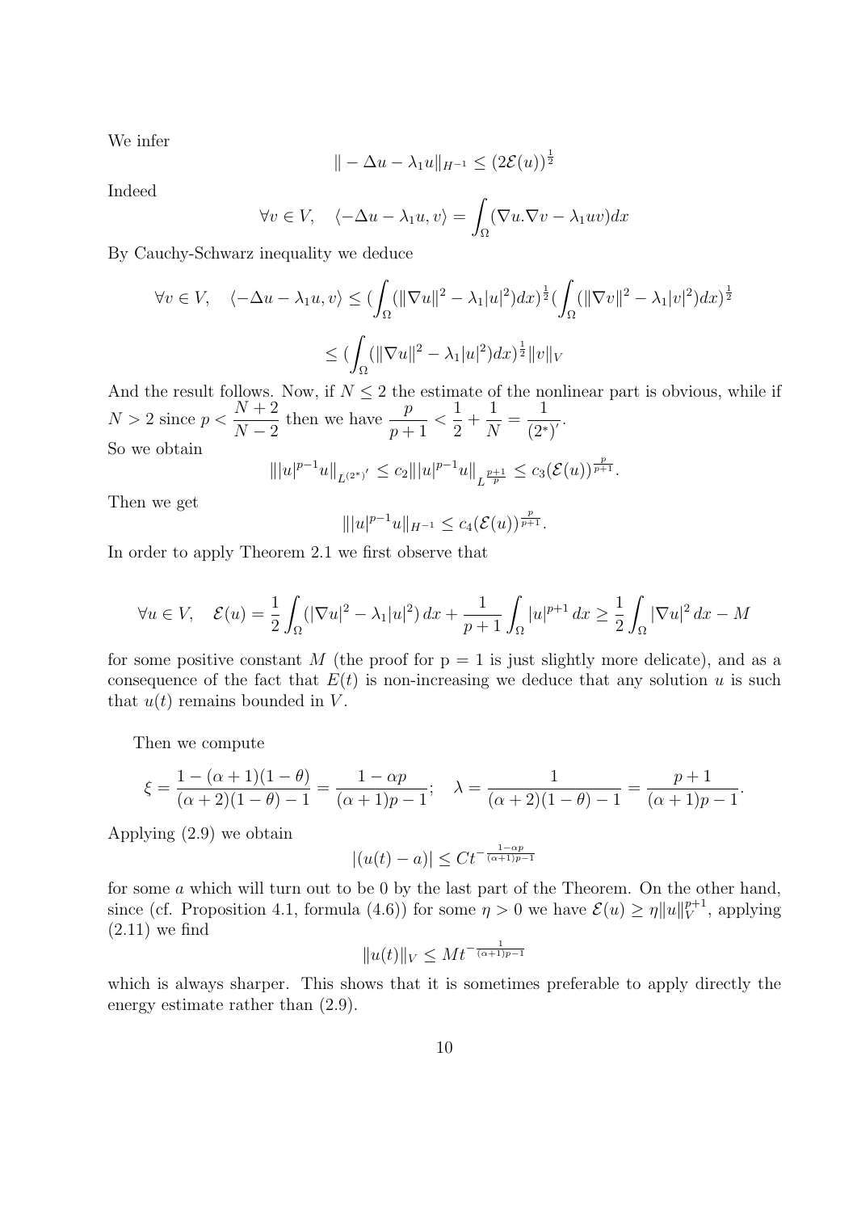We infer

$$\| -\Delta u - \lambda_1 u\|_{H^{-1}} \leq (2\mathcal{E}(u))^{\frac{1}{2}}$$

Indeed

$$\forall v \in V, \quad \langle -\Delta u - \lambda_1 u, v\rangle = \int_\Omega (\nabla u.\nabla v - \lambda_1 uv)dx$$

By Cauchy-Schwarz inequality we deduce

$$\forall v \in V, \quad \langle -\Delta u - \lambda_1 u, v\rangle \leq (\int_\Omega (\|\nabla u\|^2 - \lambda_1 |u|^2)dx)^{\frac{1}{2}} (\int_\Omega (\|\nabla v\|^2 - \lambda_1 |v|^2)dx)^{\frac{1}{2}}$$

$$\leq (\int_\Omega (\|\nabla u\|^2 - \lambda_1 |u|^2)dx)^{\frac{1}{2}} \|v\|_V$$

And the result follows. Now, if $N \leq 2$ the estimate of the nonlinear part is obvious, while if $N > 2$ since $p < \dfrac{N+2}{N-2}$ then we have $\dfrac{p}{p+1} < \dfrac{1}{2} + \dfrac{1}{N} = \dfrac{1}{(2^*)'}$.
So we obtain

$$\||u|^{p-1}u\|_{L^{(2^*)'}} \leq c_2 \||u|^{p-1}u\|_{L^{\frac{p+1}{p}}} \leq c_3 (\mathcal{E}(u))^{\frac{p}{p+1}}.$$

Then we get

$$\||u|^{p-1}u\|_{H^{-1}} \leq c_4 (\mathcal{E}(u))^{\frac{p}{p+1}}.$$

In order to apply Theorem 2.1 we first observe that

$$\forall u \in V, \quad \mathcal{E}(u) = \frac{1}{2}\int_\Omega (|\nabla u|^2 - \lambda_1 |u|^2)\, dx + \frac{1}{p+1}\int_\Omega |u|^{p+1}\, dx \geq \frac{1}{2}\int_\Omega |\nabla u|^2\, dx - M$$

for some positive constant $M$ (the proof for p = 1 is just slightly more delicate), and as a consequence of the fact that $E(t)$ is non-increasing we deduce that any solution $u$ is such that $u(t)$ remains bounded in $V$.

Then we compute

$$\xi = \frac{1-(\alpha+1)(1-\theta)}{(\alpha+2)(1-\theta)-1} = \frac{1-\alpha p}{(\alpha+1)p-1}; \quad \lambda = \frac{1}{(\alpha+2)(1-\theta)-1} = \frac{p+1}{(\alpha+1)p-1}.$$

Applying (2.9) we obtain

$$|(u(t)-a)| \leq Ct^{-\frac{1-\alpha p}{(\alpha+1)p-1}}$$

for some $a$ which will turn out to be 0 by the last part of the Theorem. On the other hand, since (cf. Proposition 4.1, formula (4.6)) for some $\eta > 0$ we have $\mathcal{E}(u) \geq \eta \|u\|_V^{p+1}$, applying (2.11) we find

$$\|u(t)\|_V \leq Mt^{-\frac{1}{(\alpha+1)p-1}}$$

which is always sharper. This shows that it is sometimes preferable to apply directly the energy estimate rather than (2.9).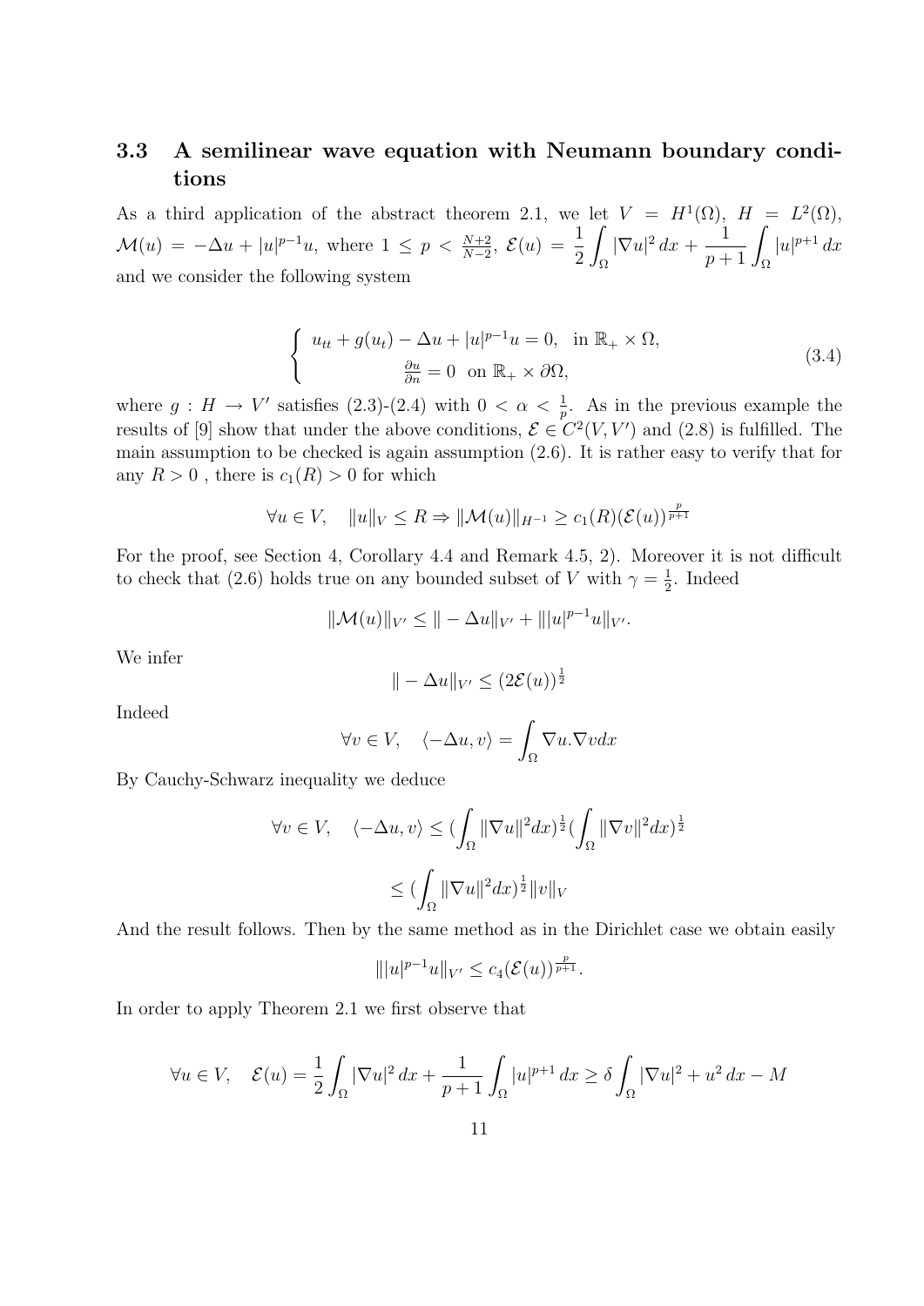### 3.3 A semilinear wave equation with Neumann boundary conditions

As a third application of the abstract theorem 2.1, we let $V = H^1(\Omega)$, $H = L^2(\Omega)$, $\mathcal{M}(u) = -\Delta u + |u|^{p-1}u$, where $1 \leq p < \frac{N+2}{N-2}$, $\mathcal{E}(u) = \dfrac{1}{2}\displaystyle\int_\Omega |\nabla u|^2\,dx + \dfrac{1}{p+1}\displaystyle\int_\Omega |u|^{p+1}\,dx$ and we consider the following system

$$
\left\{
\begin{array}{c}
u_{tt} + g(u_t) - \Delta u + |u|^{p-1}u = 0, \quad \text{in } \mathbb{R}_+ \times \Omega, \\
\frac{\partial u}{\partial n} = 0 \quad \text{on } \mathbb{R}_+ \times \partial\Omega,
\end{array}
\right.
\tag{3.4}
$$

where $g : H \to V'$ satisfies (2.3)-(2.4) with $0 < \alpha < \frac{1}{p}$. As in the previous example the results of [9] show that under the above conditions, $\mathcal{E} \in C^2(V, V')$ and (2.8) is fulfilled. The main assumption to be checked is again assumption (2.6). It is rather easy to verify that for any $R > 0$ , there is $c_1(R) > 0$ for which

$$
\forall u \in V, \quad \|u\|_V \leq R \Rightarrow \|\mathcal{M}(u)\|_{H^{-1}} \geq c_1(R)(\mathcal{E}(u))^{\frac{p}{p+1}}
$$

For the proof, see Section 4, Corollary 4.4 and Remark 4.5, 2). Moreover it is not difficult to check that (2.6) holds true on any bounded subset of $V$ with $\gamma = \frac{1}{2}$. Indeed

$$
\|\mathcal{M}(u)\|_{V'} \leq \|-\Delta u\|_{V'} + \||u|^{p-1}u\|_{V'}.
$$

We infer

$$
\|-\Delta u\|_{V'} \leq (2\mathcal{E}(u))^{\frac{1}{2}}
$$

Indeed

$$
\forall v \in V, \quad \langle -\Delta u, v\rangle = \int_\Omega \nabla u.\nabla v dx
$$

By Cauchy-Schwarz inequality we deduce

$$
\forall v \in V, \quad \langle -\Delta u, v\rangle \leq (\int_\Omega \|\nabla u\|^2 dx)^{\frac{1}{2}}(\int_\Omega \|\nabla v\|^2 dx)^{\frac{1}{2}}
$$

$$
\leq (\int_\Omega \|\nabla u\|^2 dx)^{\frac{1}{2}}\|v\|_V
$$

And the result follows. Then by the same method as in the Dirichlet case we obtain easily

$$
\||u|^{p-1}u\|_{V'} \leq c_4(\mathcal{E}(u))^{\frac{p}{p+1}}.
$$

In order to apply Theorem 2.1 we first observe that

$$
\forall u \in V, \quad \mathcal{E}(u) = \frac{1}{2}\int_\Omega |\nabla u|^2\,dx + \frac{1}{p+1}\int_\Omega |u|^{p+1}\,dx \geq \delta\int_\Omega |\nabla u|^2 + u^2\,dx - M
$$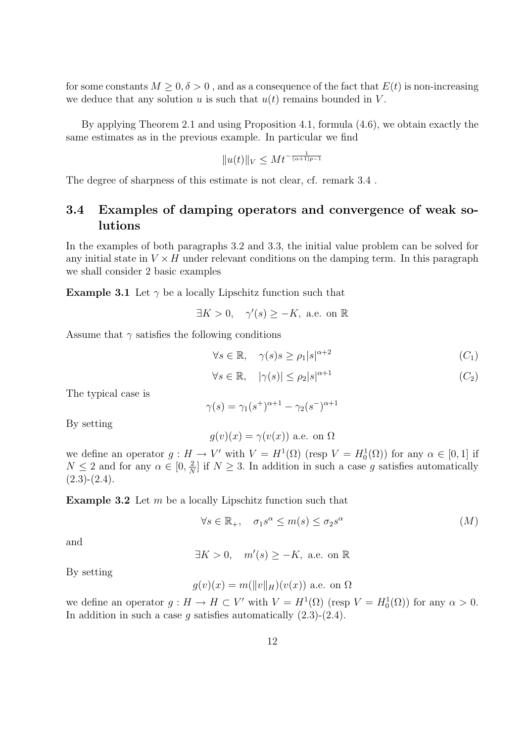for some constants $M \geq 0, \delta > 0$ , and as a consequence of the fact that $E(t)$ is non-increasing we deduce that any solution $u$ is such that $u(t)$ remains bounded in $V$.

By applying Theorem 2.1 and using Proposition 4.1, formula (4.6), we obtain exactly the same estimates as in the previous example. In particular we find

$$\|u(t)\|_V \leq M t^{-\frac{1}{(\alpha+1)p-1}}$$

The degree of sharpness of this estimate is not clear, cf. remark 3.4 .

## 3.4 Examples of damping operators and convergence of weak solutions

In the examples of both paragraphs 3.2 and 3.3, the initial value problem can be solved for any initial state in $V \times H$ under relevant conditions on the damping term. In this paragraph we shall consider 2 basic examples

**Example 3.1** Let $\gamma$ be a locally Lipschitz function such that

$$\exists K > 0, \quad \gamma'(s) \geq -K, \text{ a.e. on } \mathbb{R}$$

Assume that $\gamma$ satisfies the following conditions

$$\forall s \in \mathbb{R}, \quad \gamma(s)s \geq \rho_1 |s|^{\alpha+2} \tag{$C_1$}$$

$$\forall s \in \mathbb{R}, \quad |\gamma(s)| \leq \rho_2 |s|^{\alpha+1} \tag{$C_2$}$$

The typical case is

$$\gamma(s) = \gamma_1 (s^+)^{\alpha+1} - \gamma_2 (s^-)^{\alpha+1}$$

By setting

$$g(v)(x) = \gamma(v(x)) \text{ a.e. on } \Omega$$

we define an operator $g : H \to V'$ with $V = H^1(\Omega)$ (resp $V = H_0^1(\Omega)$) for any $\alpha \in [0, 1]$ if $N \leq 2$ and for any $\alpha \in [0, \frac{2}{N}]$ if $N \geq 3$. In addition in such a case $g$ satisfies automatically (2.3)-(2.4).

**Example 3.2** Let $m$ be a locally Lipschitz function such that

$$\forall s \in \mathbb{R}_+, \quad \sigma_1 s^\alpha \leq m(s) \leq \sigma_2 s^\alpha \tag{$M$}$$

and

$$\exists K > 0, \quad m'(s) \geq -K, \text{ a.e. on } \mathbb{R}$$

By setting

$$g(v)(x) = m(\|v\|_H)(v(x)) \text{ a.e. on } \Omega$$

we define an operator $g : H \to H \subset V'$ with $V = H^1(\Omega)$ (resp $V = H_0^1(\Omega)$) for any $\alpha > 0$. In addition in such a case $g$ satisfies automatically (2.3)-(2.4).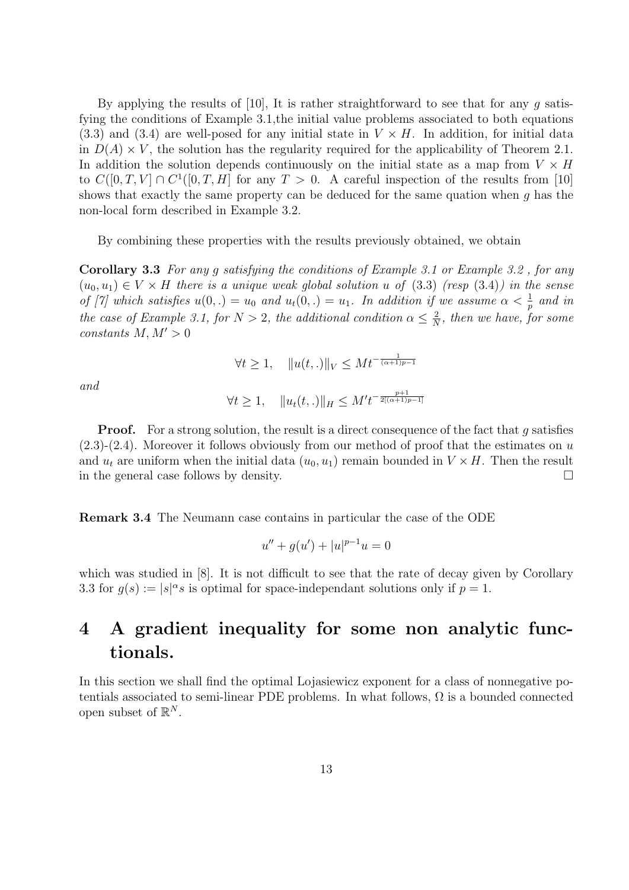By applying the results of [10], It is rather straightforward to see that for any $g$ satisfying the conditions of Example 3.1,the initial value problems associated to both equations (3.3) and (3.4) are well-posed for any initial state in $V \times H$. In addition, for initial data in $D(A) \times V$, the solution has the regularity required for the applicability of Theorem 2.1. In addition the solution depends continuously on the initial state as a map from $V \times H$ to $C([0, T, V] \cap C^1([0, T, H]$ for any $T > 0$. A careful inspection of the results from [10] shows that exactly the same property can be deduced for the same quation when $g$ has the non-local form described in Example 3.2.

By combining these properties with the results previously obtained, we obtain

**Corollary 3.3** *For any $g$ satisfying the conditions of Example 3.1 or Example 3.2 , for any $(u_0, u_1) \in V \times H$ there is a unique weak global solution $u$ of (3.3) (resp (3.4)) in the sense of [7] which satisfies $u(0, .) = u_0$ and $u_t(0, .) = u_1$. In addition if we assume $\alpha < \frac{1}{p}$ and in the case of Example 3.1, for $N > 2$, the additional condition $\alpha \leq \frac{2}{N}$, then we have, for some constants $M, M' > 0$*

$$\forall t \geq 1, \quad \|u(t, .)\|_V \leq M t^{-\frac{1}{(\alpha+1)p-1}}$$

*and*

$$\forall t \geq 1, \quad \|u_t(t, .)\|_H \leq M' t^{-\frac{p+1}{2[(\alpha+1)p-1]}}$$

**Proof.** For a strong solution, the result is a direct consequence of the fact that $g$ satisfies (2.3)-(2.4). Moreover it follows obviously from our method of proof that the estimates on $u$ and $u_t$ are uniform when the initial data $(u_0, u_1)$ remain bounded in $V \times H$. Then the result in the general case follows by density. $\square$

**Remark 3.4** The Neumann case contains in particular the case of the ODE

$$u'' + g(u') + |u|^{p-1}u = 0$$

which was studied in [8]. It is not difficult to see that the rate of decay given by Corollary 3.3 for $g(s) := |s|^\alpha s$ is optimal for space-independant solutions only if $p = 1$.

# 4 A gradient inequality for some non analytic functionals.

In this section we shall find the optimal Lojasiewicz exponent for a class of nonnegative potentials associated to semi-linear PDE problems. In what follows, $\Omega$ is a bounded connected open subset of $\mathbb{R}^N$.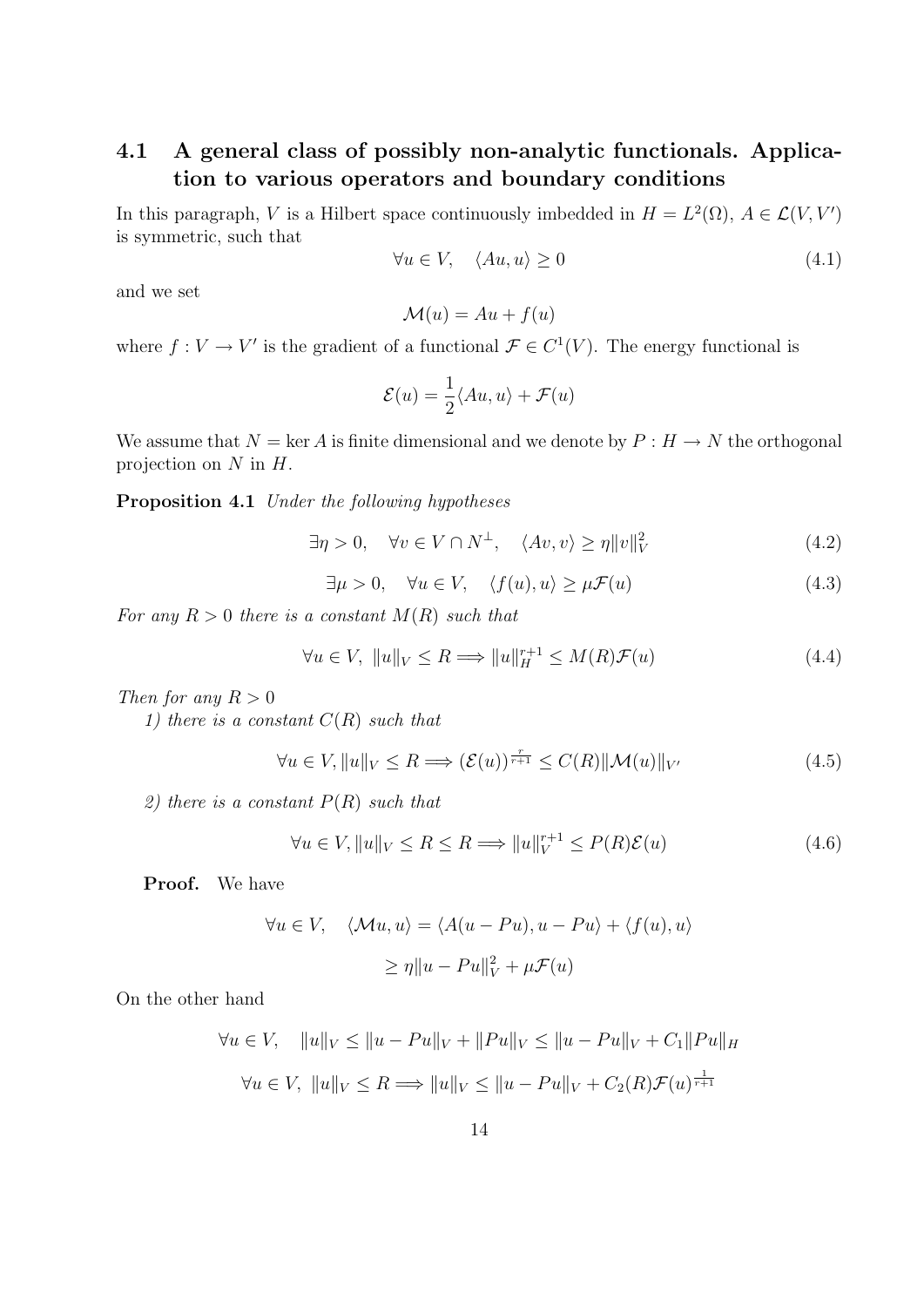## 4.1 A general class of possibly non-analytic functionals. Application to various operators and boundary conditions

In this paragraph, $V$ is a Hilbert space continuously imbedded in $H = L^2(\Omega)$, $A \in \mathcal{L}(V, V')$ is symmetric, such that

$$\forall u \in V, \quad \langle Au, u\rangle \geq 0 \tag{4.1}$$

and we set

$$\mathcal{M}(u) = Au + f(u)$$

where $f : V \to V'$ is the gradient of a functional $\mathcal{F} \in C^1(V)$. The energy functional is

$$\mathcal{E}(u) = \frac{1}{2}\langle Au, u\rangle + \mathcal{F}(u)$$

We assume that $N = \ker A$ is finite dimensional and we denote by $P : H \to N$ the orthogonal projection on $N$ in $H$.

**Proposition 4.1** *Under the following hypotheses*

$$\exists \eta > 0, \quad \forall v \in V \cap N^{\perp}, \quad \langle Av, v\rangle \geq \eta \|v\|_V^2 \tag{4.2}$$

$$\exists \mu > 0, \quad \forall u \in V, \quad \langle f(u), u\rangle \geq \mu \mathcal{F}(u) \tag{4.3}$$

*For any $R > 0$ there is a constant $M(R)$ such that*

$$\forall u \in V, \ \|u\|_V \leq R \Longrightarrow \|u\|_H^{r+1} \leq M(R)\mathcal{F}(u) \tag{4.4}$$

*Then for any $R > 0$*

*1) there is a constant $C(R)$ such that*

$$\forall u \in V, \|u\|_V \leq R \Longrightarrow (\mathcal{E}(u))^{\frac{r}{r+1}} \leq C(R)\|\mathcal{M}(u)\|_{V'} \tag{4.5}$$

*2) there is a constant $P(R)$ such that*

$$\forall u \in V, \|u\|_V \leq R \leq R \Longrightarrow \|u\|_V^{r+1} \leq P(R)\mathcal{E}(u) \tag{4.6}$$

**Proof.** We have

$$\forall u \in V, \quad \langle \mathcal{M}u, u\rangle = \langle A(u - Pu), u - Pu\rangle + \langle f(u), u\rangle$$

$$\geq \eta \|u - Pu\|_V^2 + \mu \mathcal{F}(u)$$

On the other hand

$$\forall u \in V, \quad \|u\|_V \leq \|u - Pu\|_V + \|Pu\|_V \leq \|u - Pu\|_V + C_1\|Pu\|_H$$

$$\forall u \in V, \ \|u\|_V \leq R \Longrightarrow \|u\|_V \leq \|u - Pu\|_V + C_2(R)\mathcal{F}(u)^{\frac{1}{r+1}}$$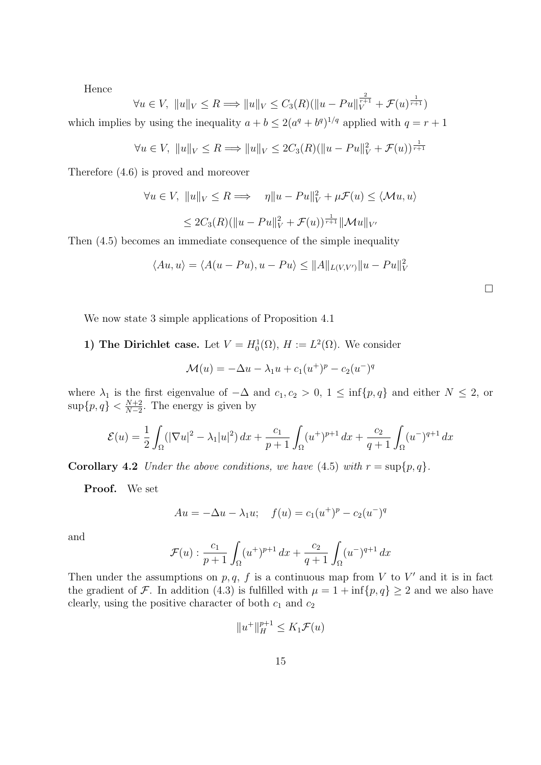Hence

$$\forall u \in V,\ \|u\|_V \leq R \Longrightarrow \|u\|_V \leq C_3(R)(\|u - Pu\|_V^{\frac{2}{r+1}} + \mathcal{F}(u)^{\frac{1}{r+1}})$$

which implies by using the inequality $a + b \leq 2(a^q + b^q)^{1/q}$ applied with $q = r + 1$

$$\forall u \in V,\ \|u\|_V \leq R \Longrightarrow \|u\|_V \leq 2C_3(R)(\|u - Pu\|_V^2 + \mathcal{F}(u))^{\frac{1}{r+1}}$$

Therefore (4.6) is proved and moreover

$$\forall u \in V,\ \|u\|_V \leq R \Longrightarrow \quad \eta\|u - Pu\|_V^2 + \mu\mathcal{F}(u) \leq \langle \mathcal{M}u, u\rangle$$

$$\leq 2C_3(R)(\|u - Pu\|_V^2 + \mathcal{F}(u))^{\frac{1}{r+1}}\|\mathcal{M}u\|_{V'}$$

Then (4.5) becomes an immediate consequence of the simple inequality

$$\langle Au, u\rangle = \langle A(u - Pu), u - Pu\rangle \leq \|A\|_{L(V,V')}\|u - Pu\|_V^2$$

□

We now state 3 simple applications of Proposition 4.1

**1) The Dirichlet case.** Let $V = H_0^1(\Omega)$, $H := L^2(\Omega)$. We consider

$$\mathcal{M}(u) = -\Delta u - \lambda_1 u + c_1(u^+)^p - c_2(u^-)^q$$

where $\lambda_1$ is the first eigenvalue of $-\Delta$ and $c_1, c_2 > 0$, $1 \leq \inf\{p, q\}$ and either $N \leq 2$, or $\sup\{p, q\} < \frac{N+2}{N-2}$. The energy is given by

$$\mathcal{E}(u) = \frac{1}{2}\int_\Omega (|\nabla u|^2 - \lambda_1|u|^2)\,dx + \frac{c_1}{p+1}\int_\Omega (u^+)^{p+1}\,dx + \frac{c_2}{q+1}\int_\Omega (u^-)^{q+1}\,dx$$

**Corollary 4.2** *Under the above conditions, we have* (4.5) *with* $r = \sup\{p, q\}$.

**Proof.** We set

$$Au = -\Delta u - \lambda_1 u; \quad f(u) = c_1(u^+)^p - c_2(u^-)^q$$

and

$$\mathcal{F}(u) : \frac{c_1}{p+1}\int_\Omega (u^+)^{p+1}\,dx + \frac{c_2}{q+1}\int_\Omega (u^-)^{q+1}\,dx$$

Then under the assumptions on $p, q$, $f$ is a continuous map from $V$ to $V'$ and it is in fact the gradient of $\mathcal{F}$. In addition (4.3) is fulfilled with $\mu = 1 + \inf\{p, q\} \geq 2$ and we also have clearly, using the positive character of both $c_1$ and $c_2$

$$\|u^+\|_H^{p+1} \leq K_1\mathcal{F}(u)$$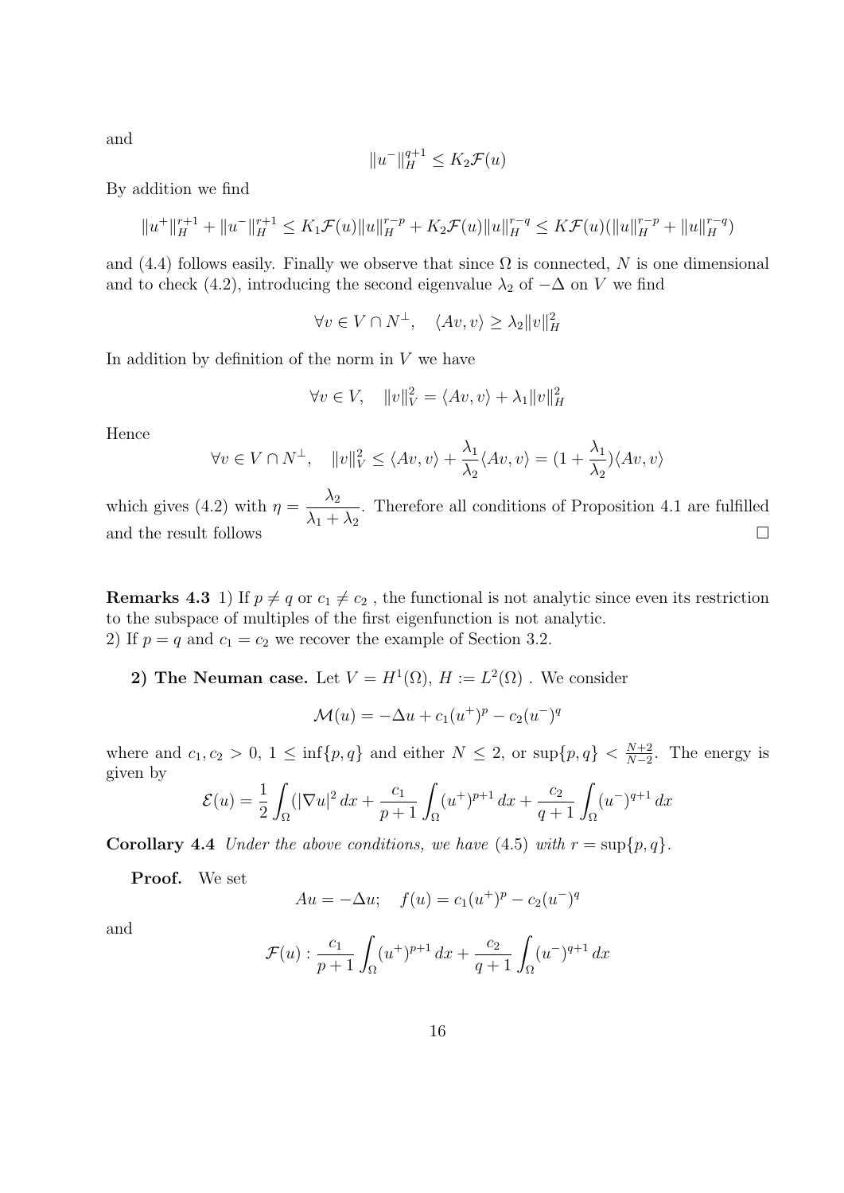and

$$\|u^-\|_H^{q+1} \le K_2 \mathcal{F}(u)$$

By addition we find

$$\|u^+\|_H^{r+1} + \|u^-\|_H^{r+1} \le K_1 \mathcal{F}(u) \|u\|_H^{r-p} + K_2 \mathcal{F}(u) \|u\|_H^{r-q} \le K \mathcal{F}(u)(\|u\|_H^{r-p} + \|u\|_H^{r-q})$$

and (4.4) follows easily. Finally we observe that since $\Omega$ is connected, $N$ is one dimensional and to check (4.2), introducing the second eigenvalue $\lambda_2$ of $-\Delta$ on $V$ we find

$$\forall v \in V \cap N^\perp, \quad \langle Av, v\rangle \ge \lambda_2 \|v\|_H^2$$

In addition by definition of the norm in $V$ we have

$$\forall v \in V, \quad \|v\|_V^2 = \langle Av, v\rangle + \lambda_1 \|v\|_H^2$$

Hence

$$\forall v \in V \cap N^\perp, \quad \|v\|_V^2 \le \langle Av, v\rangle + \frac{\lambda_1}{\lambda_2}\langle Av, v\rangle = (1 + \frac{\lambda_1}{\lambda_2})\langle Av, v\rangle$$

which gives (4.2) with $\eta = \dfrac{\lambda_2}{\lambda_1 + \lambda_2}$. Therefore all conditions of Proposition 4.1 are fulfilled and the result follows $\square$

**Remarks 4.3** 1) If $p \ne q$ or $c_1 \ne c_2$ , the functional is not analytic since even its restriction to the subspace of multiples of the first eigenfunction is not analytic.
2) If $p = q$ and $c_1 = c_2$ we recover the example of Section 3.2.

**2) The Neuman case.** Let $V = H^1(\Omega)$, $H := L^2(\Omega)$ . We consider

$$\mathcal{M}(u) = -\Delta u + c_1(u^+)^p - c_2(u^-)^q$$

where and $c_1, c_2 > 0$, $1 \le \inf\{p, q\}$ and either $N \le 2$, or $\sup\{p, q\} < \frac{N+2}{N-2}$. The energy is given by

$$\mathcal{E}(u) = \frac{1}{2}\int_\Omega (|\nabla u|^2\, dx + \frac{c_1}{p+1}\int_\Omega (u^+)^{p+1}\, dx + \frac{c_2}{q+1}\int_\Omega (u^-)^{q+1}\, dx$$

**Corollary 4.4** *Under the above conditions, we have* (4.5) *with* $r = \sup\{p, q\}$.

**Proof.** We set

$$Au = -\Delta u; \quad f(u) = c_1(u^+)^p - c_2(u^-)^q$$

and

$$\mathcal{F}(u) : \frac{c_1}{p+1}\int_\Omega (u^+)^{p+1}\, dx + \frac{c_2}{q+1}\int_\Omega (u^-)^{q+1}\, dx$$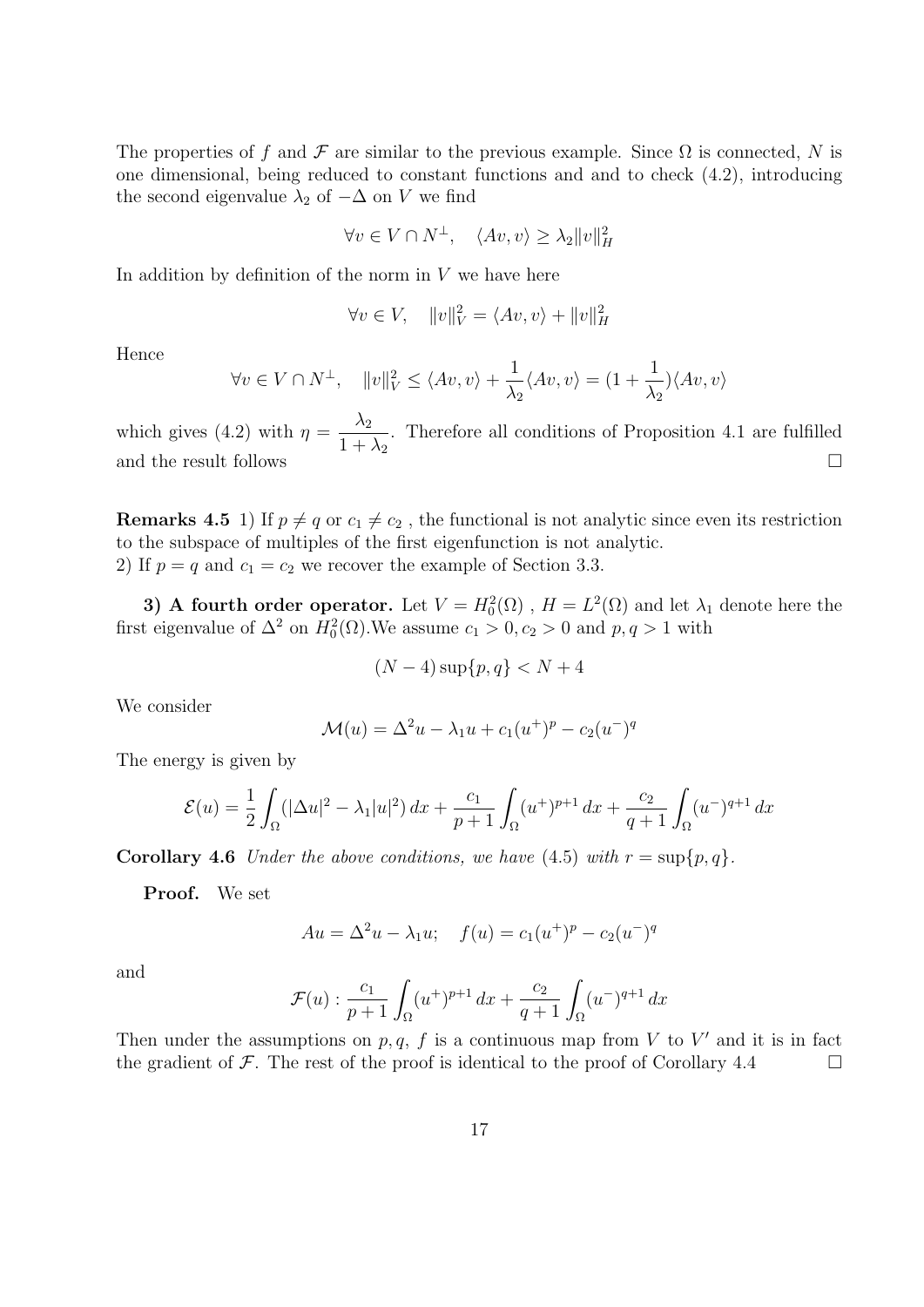The properties of $f$ and $\mathcal{F}$ are similar to the previous example. Since $\Omega$ is connected, $N$ is one dimensional, being reduced to constant functions and and to check (4.2), introducing the second eigenvalue $\lambda_2$ of $-\Delta$ on $V$ we find

$$\forall v \in V \cap N^{\perp}, \quad \langle Av, v\rangle \geq \lambda_2 \|v\|_H^2$$

In addition by definition of the norm in $V$ we have here

$$\forall v \in V, \quad \|v\|_V^2 = \langle Av, v\rangle + \|v\|_H^2$$

Hence

$$\forall v \in V \cap N^{\perp}, \quad \|v\|_V^2 \leq \langle Av, v\rangle + \frac{1}{\lambda_2}\langle Av, v\rangle = (1 + \frac{1}{\lambda_2})\langle Av, v\rangle$$

which gives (4.2) with $\eta = \dfrac{\lambda_2}{1+\lambda_2}$. Therefore all conditions of Proposition 4.1 are fulfilled and the result follows $\square$

**Remarks 4.5** 1) If $p \neq q$ or $c_1 \neq c_2$ , the functional is not analytic since even its restriction to the subspace of multiples of the first eigenfunction is not analytic.
2) If $p = q$ and $c_1 = c_2$ we recover the example of Section 3.3.

**3) A fourth order operator.** Let $V = H_0^2(\Omega)$ , $H = L^2(\Omega)$ and let $\lambda_1$ denote here the first eigenvalue of $\Delta^2$ on $H_0^2(\Omega)$.We assume $c_1 > 0, c_2 > 0$ and $p, q > 1$ with

$$(N-4)\sup\{p, q\} < N + 4$$

We consider

$$\mathcal{M}(u) = \Delta^2 u - \lambda_1 u + c_1(u^+)^p - c_2(u^-)^q$$

The energy is given by

$$\mathcal{E}(u) = \frac{1}{2}\int_\Omega (|\Delta u|^2 - \lambda_1 |u|^2)\,dx + \frac{c_1}{p+1}\int_\Omega (u^+)^{p+1}\,dx + \frac{c_2}{q+1}\int_\Omega (u^-)^{q+1}\,dx$$

**Corollary 4.6** *Under the above conditions, we have* (4.5) *with* $r = \sup\{p, q\}$.

**Proof.** We set

$$Au = \Delta^2 u - \lambda_1 u; \quad f(u) = c_1(u^+)^p - c_2(u^-)^q$$

and

$$\mathcal{F}(u) : \frac{c_1}{p+1}\int_\Omega (u^+)^{p+1}\,dx + \frac{c_2}{q+1}\int_\Omega (u^-)^{q+1}\,dx$$

Then under the assumptions on $p, q$, $f$ is a continuous map from $V$ to $V'$ and it is in fact the gradient of $\mathcal{F}$. The rest of the proof is identical to the proof of Corollary 4.4 $\square$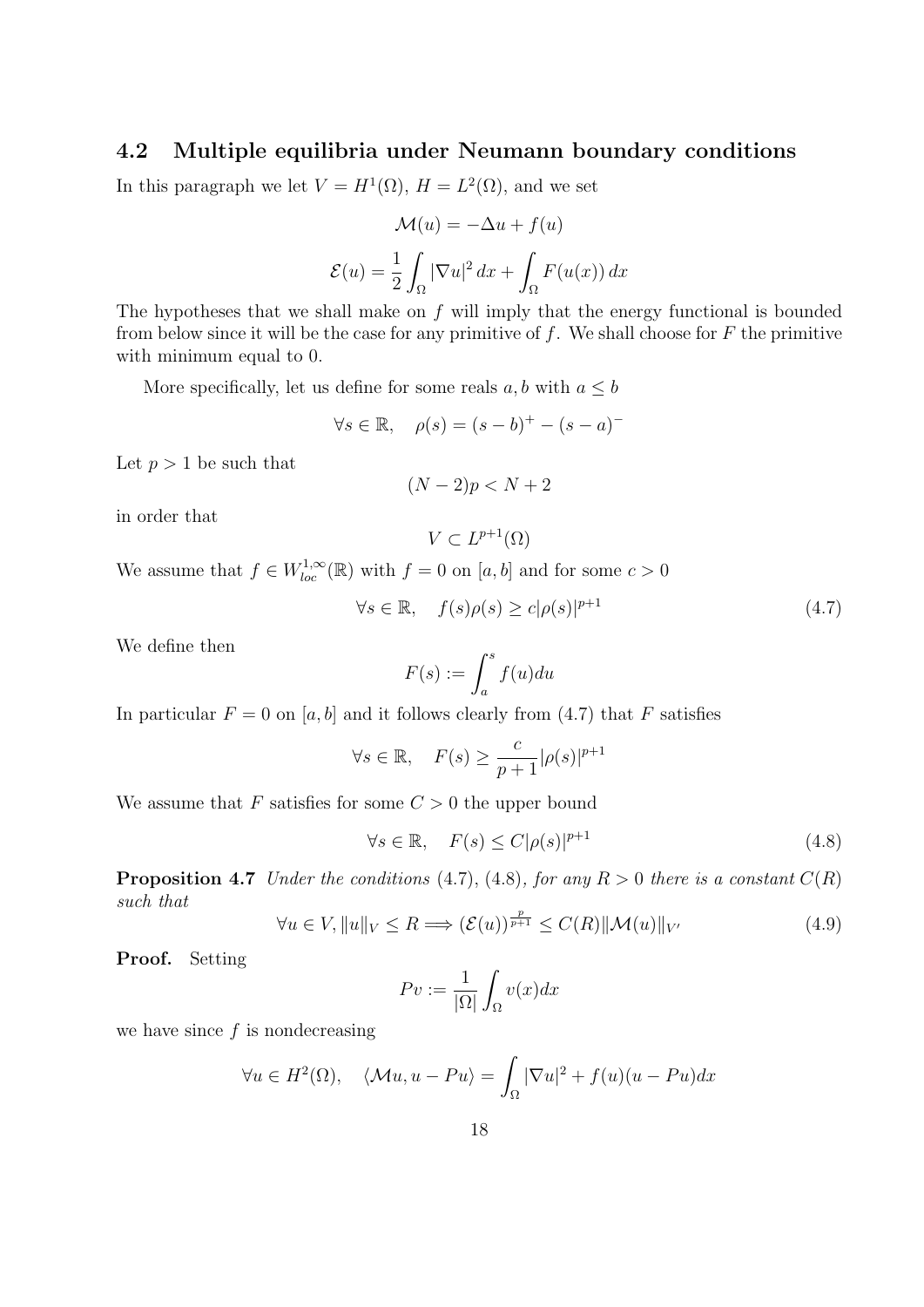### 4.2 Multiple equilibria under Neumann boundary conditions

In this paragraph we let $V = H^1(\Omega)$, $H = L^2(\Omega)$, and we set

$$\mathcal{M}(u) = -\Delta u + f(u)$$

$$\mathcal{E}(u) = \frac{1}{2}\int_\Omega |\nabla u|^2\,dx + \int_\Omega F(u(x))\,dx$$

The hypotheses that we shall make on $f$ will imply that the energy functional is bounded from below since it will be the case for any primitive of $f$. We shall choose for $F$ the primitive with minimum equal to 0.

More specifically, let us define for some reals $a, b$ with $a \le b$

$$\forall s \in \mathbb{R}, \quad \rho(s) = (s-b)^+ - (s-a)^-$$

Let $p > 1$ be such that

$$(N-2)p < N+2$$

in order that

$$V \subset L^{p+1}(\Omega)$$

We assume that $f \in W^{1,\infty}_{loc}(\mathbb{R})$ with $f = 0$ on $[a,b]$ and for some $c > 0$

$$\forall s \in \mathbb{R}, \quad f(s)\rho(s) \ge c|\rho(s)|^{p+1} \tag{4.7}$$

We define then

$$F(s) := \int_a^s f(u)du$$

In particular $F = 0$ on $[a,b]$ and it follows clearly from (4.7) that $F$ satisfies

$$\forall s \in \mathbb{R}, \quad F(s) \ge \frac{c}{p+1}|\rho(s)|^{p+1}$$

We assume that $F$ satisfies for some $C > 0$ the upper bound

$$\forall s \in \mathbb{R}, \quad F(s) \le C|\rho(s)|^{p+1} \tag{4.8}$$

**Proposition 4.7** *Under the conditions* (4.7), (4.8)*, for any $R > 0$ there is a constant $C(R)$ such that*

$$\forall u \in V, \|u\|_V \le R \Longrightarrow (\mathcal{E}(u))^{\frac{p}{p+1}} \le C(R)\|\mathcal{M}(u)\|_{V'} \tag{4.9}$$

**Proof.** Setting

$$Pv := \frac{1}{|\Omega|}\int_\Omega v(x)dx$$

we have since $f$ is nondecreasing

$$\forall u \in H^2(\Omega), \quad \langle \mathcal{M}u, u - Pu\rangle = \int_\Omega |\nabla u|^2 + f(u)(u - Pu)dx$$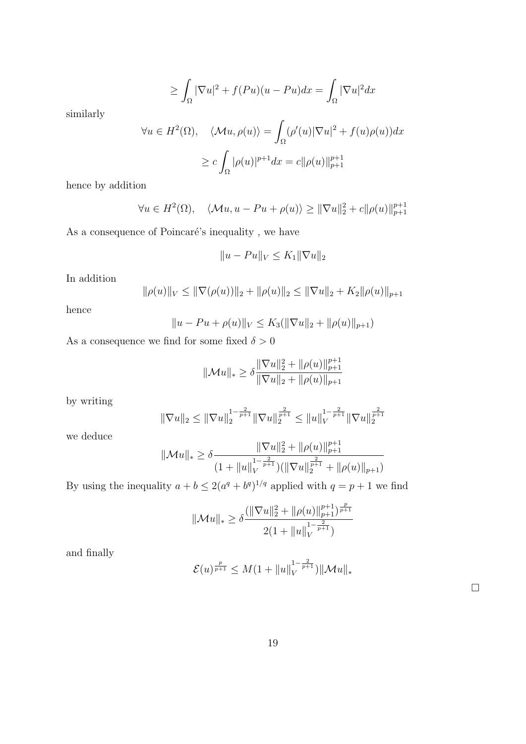$$\geq \int_\Omega |\nabla u|^2 + f(Pu)(u - Pu)dx = \int_\Omega |\nabla u|^2 dx$$

similarly

$$\forall u \in H^2(\Omega), \quad \langle \mathcal{M}u, \rho(u)\rangle = \int_\Omega (\rho'(u)|\nabla u|^2 + f(u)\rho(u))dx$$

$$\geq c \int_\Omega |\rho(u)|^{p+1} dx = c\|\rho(u)\|_{p+1}^{p+1}$$

hence by addition

$$\forall u \in H^2(\Omega), \quad \langle \mathcal{M}u, u - Pu + \rho(u)\rangle \geq \|\nabla u\|_2^2 + c\|\rho(u)\|_{p+1}^{p+1}$$

As a consequence of Poincaré's inequality , we have

$$\|u - Pu\|_V \leq K_1 \|\nabla u\|_2$$

In addition

$$\|\rho(u)\|_V \leq \|\nabla(\rho(u))\|_2 + \|\rho(u)\|_2 \leq \|\nabla u\|_2 + K_2\|\rho(u)\|_{p+1}$$

hence

$$\|u - Pu + \rho(u)\|_V \leq K_3(\|\nabla u\|_2 + \|\rho(u)\|_{p+1})$$

As a consequence we find for some fixed $\delta > 0$

$$\|\mathcal{M}u\|_* \geq \delta \frac{\|\nabla u\|_2^2 + \|\rho(u)\|_{p+1}^{p+1}}{\|\nabla u\|_2 + \|\rho(u)\|_{p+1}}$$

by writing

$$\|\nabla u\|_2 \leq \|\nabla u\|_2^{1-\frac{2}{p+1}} \|\nabla u\|_2^{\frac{2}{p+1}} \leq \|u\|_V^{1-\frac{2}{p+1}} \|\nabla u\|_2^{\frac{2}{p+1}}$$

we deduce

$$\|\mathcal{M}u\|_* \geq \delta \frac{\|\nabla u\|_2^2 + \|\rho(u)\|_{p+1}^{p+1}}{(1 + \|u\|_V^{1-\frac{2}{p+1}})(\|\nabla u\|_2^{\frac{2}{p+1}} + \|\rho(u)\|_{p+1})}$$

By using the inequality $a + b \leq 2(a^q + b^q)^{1/q}$ applied with $q = p + 1$ we find

$$\|\mathcal{M}u\|_* \geq \delta \frac{(\|\nabla u\|_2^2 + \|\rho(u)\|_{p+1}^{p+1})^{\frac{p}{p+1}}}{2(1 + \|u\|_V^{1-\frac{2}{p+1}})}$$

and finally

$$\mathcal{E}(u)^{\frac{p}{p+1}} \leq M(1 + \|u\|_V^{1-\frac{2}{p+1}})\|\mathcal{M}u\|_*$$

□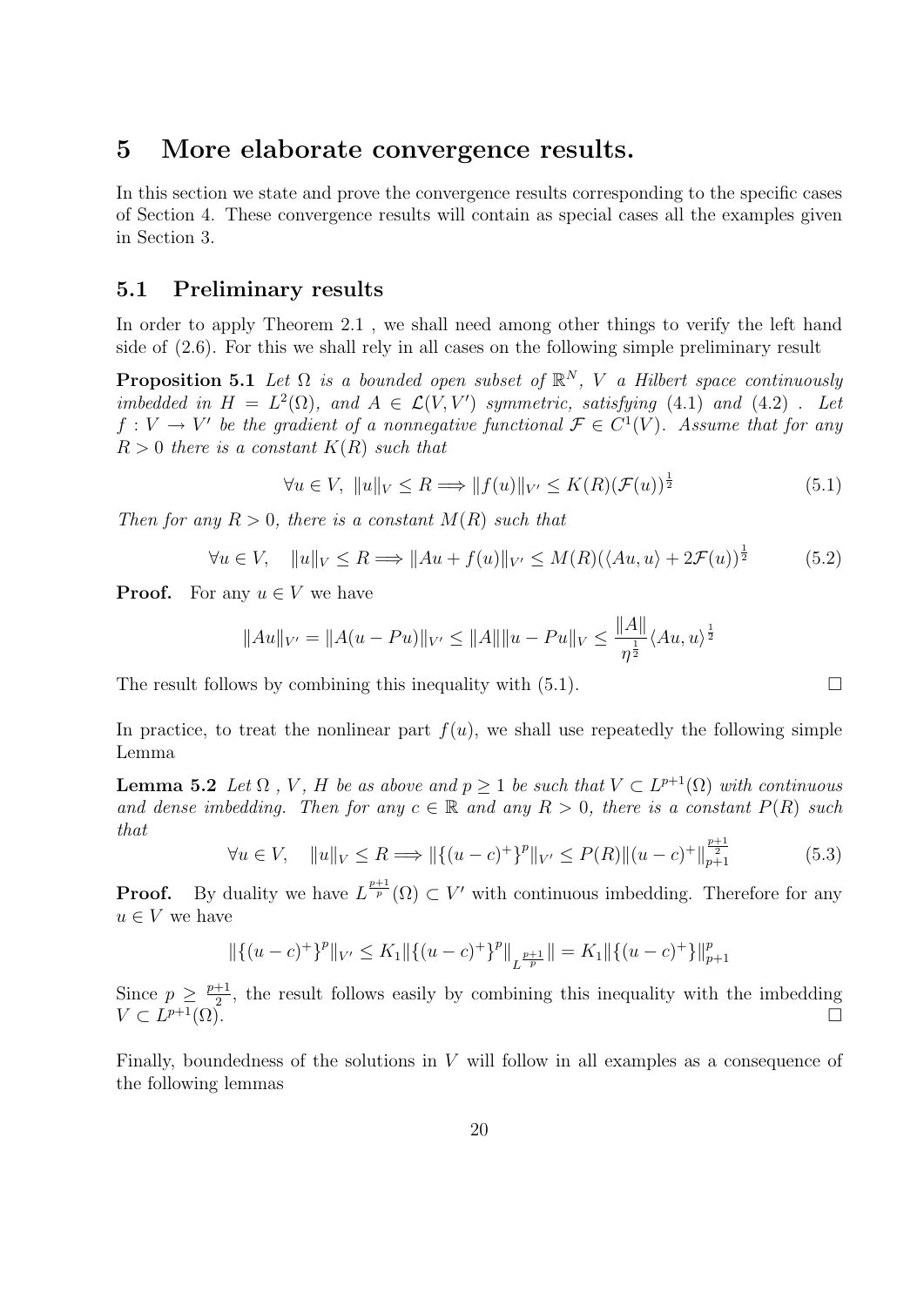# 5 More elaborate convergence results.

In this section we state and prove the convergence results corresponding to the specific cases of Section 4. These convergence results will contain as special cases all the examples given in Section 3.

## 5.1 Preliminary results

In order to apply Theorem 2.1 , we shall need among other things to verify the left hand side of (2.6). For this we shall rely in all cases on the following simple preliminary result

**Proposition 5.1** *Let $\Omega$ is a bounded open subset of $\mathbb{R}^N$, $V$ a Hilbert space continuously imbedded in $H = L^2(\Omega)$, and $A \in \mathcal{L}(V, V')$ symmetric, satisfying (4.1) and (4.2) . Let $f : V \to V'$ be the gradient of a nonnegative functional $\mathcal{F} \in C^1(V)$. Assume that for any $R > 0$ there is a constant $K(R)$ such that*

$$\forall u \in V,\ \|u\|_V \leq R \Longrightarrow \|f(u)\|_{V'} \leq K(R)(\mathcal{F}(u))^{\frac{1}{2}} \tag{5.1}$$

*Then for any $R > 0$, there is a constant $M(R)$ such that*

$$\forall u \in V, \quad \|u\|_V \leq R \Longrightarrow \|Au + f(u)\|_{V'} \leq M(R)(\langle Au, u\rangle + 2\mathcal{F}(u))^{\frac{1}{2}} \tag{5.2}$$

**Proof.** For any $u \in V$ we have

$$\|Au\|_{V'} = \|A(u - Pu)\|_{V'} \leq \|A\|\|u - Pu\|_V \leq \frac{\|A\|}{\eta^{\frac{1}{2}}}\langle Au, u\rangle^{\frac{1}{2}}$$

The result follows by combining this inequality with (5.1). $\square$

In practice, to treat the nonlinear part $f(u)$, we shall use repeatedly the following simple Lemma

**Lemma 5.2** *Let $\Omega$ , $V$, $H$ be as above and $p \geq 1$ be such that $V \subset L^{p+1}(\Omega)$ with continuous and dense imbedding. Then for any $c \in \mathbb{R}$ and any $R > 0$, there is a constant $P(R)$ such that*

$$\forall u \in V, \quad \|u\|_V \leq R \Longrightarrow \|\{(u - c)^+\}^p\|_{V'} \leq P(R)\|(u - c)^+\|_{p+1}^{\frac{p+1}{2}} \tag{5.3}$$

**Proof.** By duality we have $L^{\frac{p+1}{p}}(\Omega) \subset V'$ with continuous imbedding. Therefore for any $u \in V$ we have

$$\|\{(u - c)^+\}^p\|_{V'} \leq K_1\|\{(u - c)^+\}^p\|_{L^{\frac{p+1}{p}}}\| = K_1\|\{(u - c)^+\}\|_{p+1}^p$$

Since $p \geq \frac{p+1}{2}$, the result follows easily by combining this inequality with the imbedding $V \subset L^{p+1}(\Omega)$. $\square$

Finally, boundedness of the solutions in $V$ will follow in all examples as a consequence of the following lemmas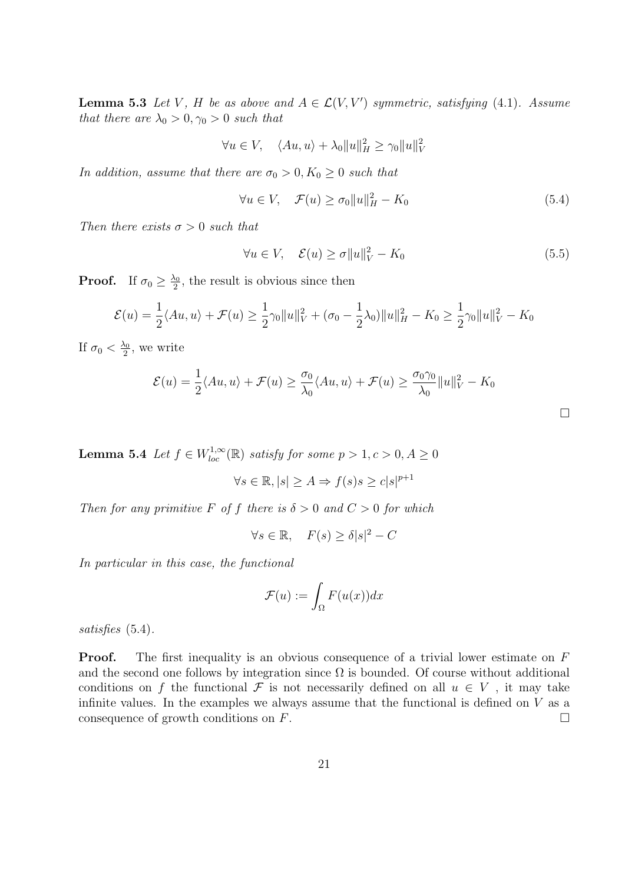**Lemma 5.3** *Let $V$, $H$ be as above and $A \in \mathcal{L}(V, V')$ symmetric, satisfying (4.1). Assume that there are $\lambda_0 > 0, \gamma_0 > 0$ such that*

$$\forall u \in V, \quad \langle Au, u\rangle + \lambda_0 \|u\|_H^2 \geq \gamma_0 \|u\|_V^2$$

*In addition, assume that there are $\sigma_0 > 0, K_0 \geq 0$ such that*

$$\forall u \in V, \quad \mathcal{F}(u) \geq \sigma_0 \|u\|_H^2 - K_0 \tag{5.4}$$

*Then there exists $\sigma > 0$ such that*

$$\forall u \in V, \quad \mathcal{E}(u) \geq \sigma \|u\|_V^2 - K_0 \tag{5.5}$$

**Proof.** If $\sigma_0 \geq \frac{\lambda_0}{2}$, the result is obvious since then

$$\mathcal{E}(u) = \frac{1}{2}\langle Au, u\rangle + \mathcal{F}(u) \geq \frac{1}{2}\gamma_0 \|u\|_V^2 + (\sigma_0 - \frac{1}{2}\lambda_0)\|u\|_H^2 - K_0 \geq \frac{1}{2}\gamma_0 \|u\|_V^2 - K_0$$

If $\sigma_0 < \frac{\lambda_0}{2}$, we write

$$\mathcal{E}(u) = \frac{1}{2}\langle Au, u\rangle + \mathcal{F}(u) \geq \frac{\sigma_0}{\lambda_0}\langle Au, u\rangle + \mathcal{F}(u) \geq \frac{\sigma_0 \gamma_0}{\lambda_0}\|u\|_V^2 - K_0$$

□

**Lemma 5.4** *Let $f \in W^{1,\infty}_{loc}(\mathbb{R})$ satisfy for some $p > 1, c > 0, A \geq 0$*

$$\forall s \in \mathbb{R}, |s| \geq A \Rightarrow f(s)s \geq c|s|^{p+1}$$

*Then for any primitive $F$ of $f$ there is $\delta > 0$ and $C > 0$ for which*

$$\forall s \in \mathbb{R}, \quad F(s) \geq \delta |s|^2 - C$$

*In particular in this case, the functional*

$$\mathcal{F}(u) := \int_\Omega F(u(x))dx$$

*satisfies* (5.4).

**Proof.** The first inequality is an obvious consequence of a trivial lower estimate on $F$ and the second one follows by integration since $\Omega$ is bounded. Of course without additional conditions on $f$ the functional $\mathcal{F}$ is not necessarily defined on all $u \in V$ , it may take infinite values. In the examples we always assume that the functional is defined on $V$ as a consequence of growth conditions on $F$. □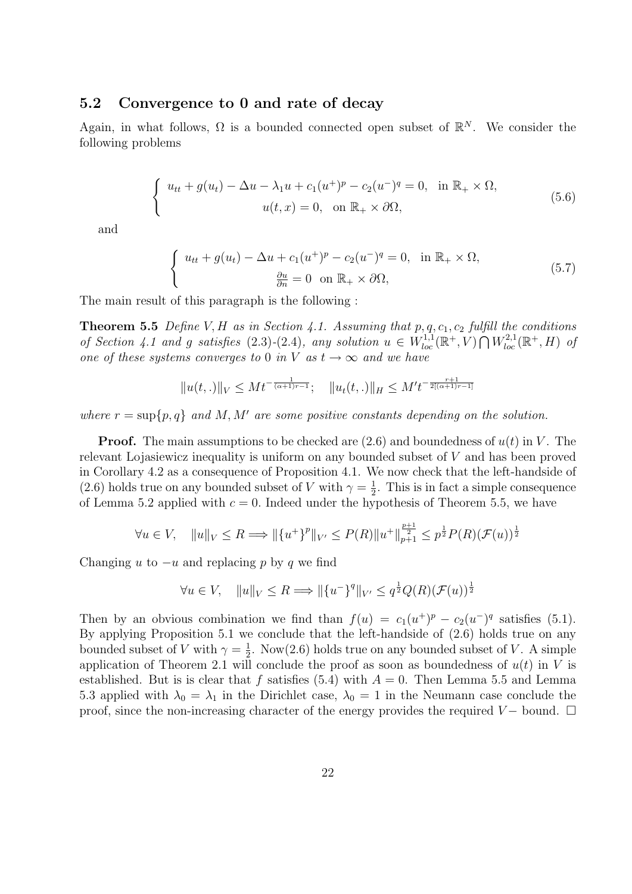## 5.2 Convergence to 0 and rate of decay

Again, in what follows, $\Omega$ is a bounded connected open subset of $\mathbb{R}^N$. We consider the following problems

$$\left\{ \begin{array}{c} u_{tt} + g(u_t) - \Delta u - \lambda_1 u + c_1(u^+)^p - c_2(u^-)^q = 0, \quad \text{in } \mathbb{R}_+ \times \Omega, \\ u(t,x) = 0, \quad \text{on } \mathbb{R}_+ \times \partial\Omega, \end{array} \right. \tag{5.6}$$

and

$$\left\{ \begin{array}{c} u_{tt} + g(u_t) - \Delta u + c_1(u^+)^p - c_2(u^-)^q = 0, \quad \text{in } \mathbb{R}_+ \times \Omega, \\ \frac{\partial u}{\partial n} = 0 \quad \text{on } \mathbb{R}_+ \times \partial\Omega, \end{array} \right. \tag{5.7}$$

The main result of this paragraph is the following :

**Theorem 5.5** *Define $V, H$ as in Section 4.1. Assuming that $p, q, c_1, c_2$ fulfill the conditions of Section 4.1 and $g$ satisfies (2.3)-(2.4), any solution $u \in W^{1,1}_{loc}(\mathbb{R}^+, V) \bigcap W^{2,1}_{loc}(\mathbb{R}^+, H)$ of one of these systems converges to 0 in $V$ as $t \to \infty$ and we have*

$$\|u(t,.)\|_V \leq M t^{-\frac{1}{(\alpha+1)r-1}}; \quad \|u_t(t,.)\|_H \leq M' t^{-\frac{r+1}{2[(\alpha+1)r-1]}}$$

*where $r = \sup\{p, q\}$ and $M, M'$ are some positive constants depending on the solution.*

**Proof.** The main assumptions to be checked are (2.6) and boundedness of $u(t)$ in $V$. The relevant Lojasiewicz inequality is uniform on any bounded subset of $V$ and has been proved in Corollary 4.2 as a consequence of Proposition 4.1. We now check that the left-handside of (2.6) holds true on any bounded subset of $V$ with $\gamma = \frac{1}{2}$. This is in fact a simple consequence of Lemma 5.2 applied with $c = 0$. Indeed under the hypothesis of Theorem 5.5, we have

$$\forall u \in V, \quad \|u\|_V \leq R \Longrightarrow \|\{u^+\}^p\|_{V'} \leq P(R)\|u^+\|_{p+1}^{\frac{p+1}{2}} \leq p^{\frac{1}{2}} P(R)(\mathcal{F}(u))^{\frac{1}{2}}$$

Changing $u$ to $-u$ and replacing $p$ by $q$ we find

$$\forall u \in V, \quad \|u\|_V \leq R \Longrightarrow \|\{u^-\}^q\|_{V'} \leq q^{\frac{1}{2}} Q(R)(\mathcal{F}(u))^{\frac{1}{2}}$$

Then by an obvious combination we find than $f(u) = c_1(u^+)^p - c_2(u^-)^q$ satisfies (5.1). By applying Proposition 5.1 we conclude that the left-handside of (2.6) holds true on any bounded subset of $V$ with $\gamma = \frac{1}{2}$. Now(2.6) holds true on any bounded subset of $V$. A simple application of Theorem 2.1 will conclude the proof as soon as boundedness of $u(t)$ in $V$ is established. But is is clear that $f$ satisfies (5.4) with $A = 0$. Then Lemma 5.5 and Lemma 5.3 applied with $\lambda_0 = \lambda_1$ in the Dirichlet case, $\lambda_0 = 1$ in the Neumann case conclude the proof, since the non-increasing character of the energy provides the required $V-$ bound. $\square$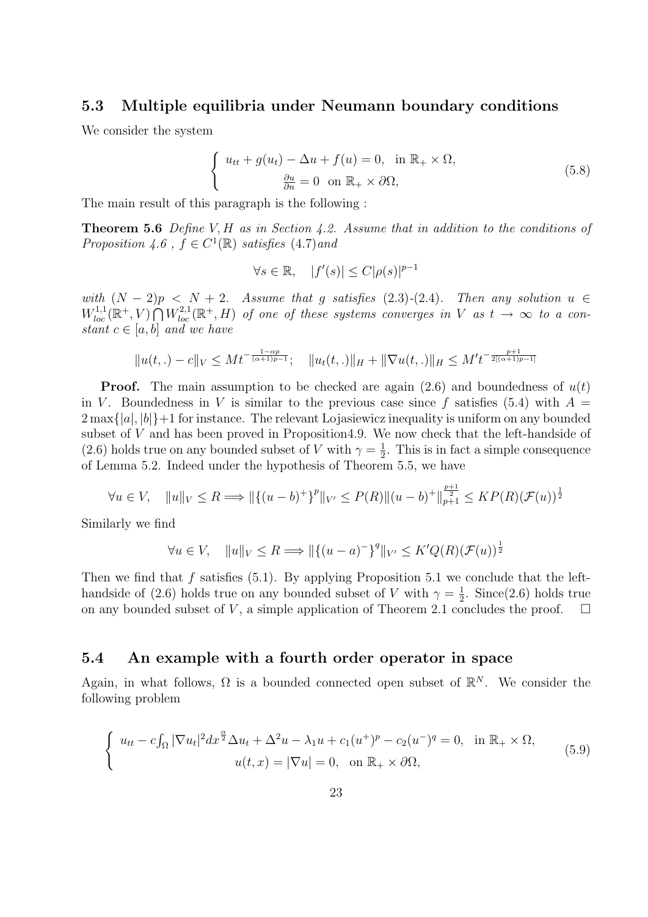### 5.3 Multiple equilibria under Neumann boundary conditions

We consider the system

$$\begin{cases} u_{tt} + g(u_t) - \Delta u + f(u) = 0, & \text{in } \mathbb{R}_+ \times \Omega, \\ \frac{\partial u}{\partial n} = 0 \quad \text{on } \mathbb{R}_+ \times \partial\Omega, \end{cases} \tag{5.8}$$

The main result of this paragraph is the following :

**Theorem 5.6** *Define $V, H$ as in Section 4.2. Assume that in addition to the conditions of Proposition 4.6 , $f \in C^1(\mathbb{R})$ satisfies (4.7)and*

$$\forall s \in \mathbb{R}, \quad |f'(s)| \leq C|\rho(s)|^{p-1}$$

*with $(N-2)p < N+2$. Assume that $g$ satisfies (2.3)-(2.4). Then any solution $u \in W^{1,1}_{loc}(\mathbb{R}^+, V) \bigcap W^{2,1}_{loc}(\mathbb{R}^+, H)$ of one of these systems converges in $V$ as $t \to \infty$ to a constant $c \in [a, b]$ and we have*

$$\|u(t,.) - c\|_V \leq M t^{-\frac{1-\alpha p}{(\alpha+1)p-1}}; \quad \|u_t(t,.)\|_H + \|\nabla u(t,.)\|_H \leq M' t^{-\frac{p+1}{2[(\alpha+1)p-1]}}$$

**Proof.** The main assumption to be checked are again (2.6) and boundedness of $u(t)$ in $V$. Boundedness in $V$ is similar to the previous case since $f$ satisfies (5.4) with $A = 2\max\{|a|, |b|\}+1$ for instance. The relevant Lojasiewicz inequality is uniform on any bounded subset of $V$ and has been proved in Proposition4.9. We now check that the left-handside of (2.6) holds true on any bounded subset of $V$ with $\gamma = \frac{1}{2}$. This is in fact a simple consequence of Lemma 5.2. Indeed under the hypothesis of Theorem 5.5, we have

$$\forall u \in V, \quad \|u\|_V \leq R \Longrightarrow \|\{(u-b)^+\}^p\|_{V'} \leq P(R)\|(u-b)^+\|_{p+1}^{\frac{p+1}{2}} \leq KP(R)(\mathcal{F}(u))^{\frac{1}{2}}$$

Similarly we find

$$\forall u \in V, \quad \|u\|_V \leq R \Longrightarrow \|\{(u-a)^-\}^q\|_{V'} \leq K'Q(R)(\mathcal{F}(u))^{\frac{1}{2}}$$

Then we find that $f$ satisfies (5.1). By applying Proposition 5.1 we conclude that the left-handside of (2.6) holds true on any bounded subset of $V$ with $\gamma = \frac{1}{2}$. Since(2.6) holds true on any bounded subset of $V$, a simple application of Theorem 2.1 concludes the proof. $\square$

### 5.4 An example with a fourth order operator in space

Again, in what follows, $\Omega$ is a bounded connected open subset of $\mathbb{R}^N$. We consider the following problem

$$\begin{cases} u_{tt} - c\int_\Omega |\nabla u_t|^2 dx^{\frac{\alpha}{2}} \Delta u_t + \Delta^2 u - \lambda_1 u + c_1(u^+)^p - c_2(u^-)^q = 0, & \text{in } \mathbb{R}_+ \times \Omega, \\ u(t,x) = |\nabla u| = 0, & \text{on } \mathbb{R}_+ \times \partial\Omega, \end{cases} \tag{5.9}$$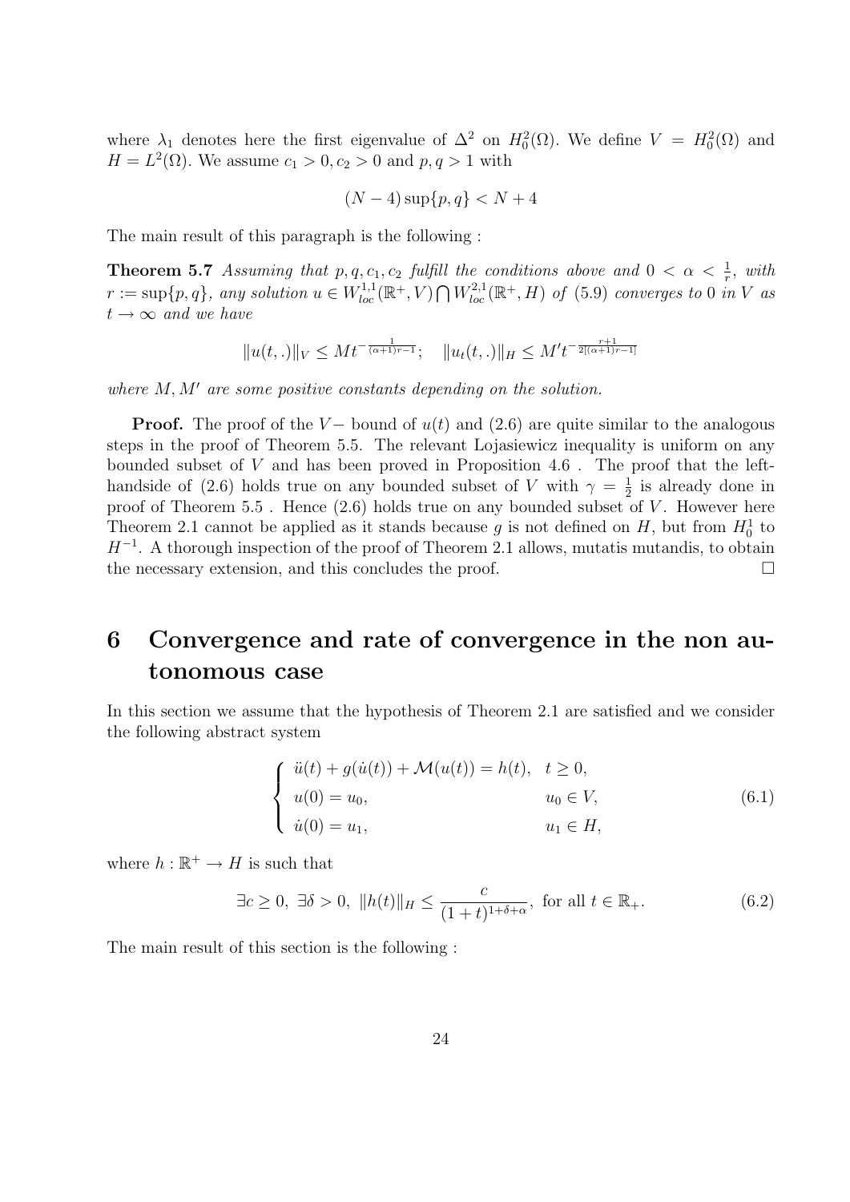where $\lambda_1$ denotes here the first eigenvalue of $\Delta^2$ on $H_0^2(\Omega)$. We define $V = H_0^2(\Omega)$ and $H = L^2(\Omega)$. We assume $c_1 > 0, c_2 > 0$ and $p, q > 1$ with

$$(N-4)\sup\{p,q\} < N+4$$

The main result of this paragraph is the following :

**Theorem 5.7** *Assuming that $p, q, c_1, c_2$ fulfill the conditions above and $0 < \alpha < \frac{1}{r}$, with $r := \sup\{p, q\}$, any solution $u \in W^{1,1}_{loc}(\mathbb{R}^+, V) \bigcap W^{2,1}_{loc}(\mathbb{R}^+, H)$ of (5.9) converges to 0 in $V$ as $t \to \infty$ and we have*

$$\|u(t,.)\|_V \leq M t^{-\frac{1}{(\alpha+1)r-1}}; \quad \|u_t(t,.)\|_H \leq M' t^{-\frac{r+1}{2[(\alpha+1)r-1]}}$$

*where $M, M'$ are some positive constants depending on the solution.*

**Proof.** The proof of the $V-$ bound of $u(t)$ and (2.6) are quite similar to the analogous steps in the proof of Theorem 5.5. The relevant Lojasiewicz inequality is uniform on any bounded subset of $V$ and has been proved in Proposition 4.6 . The proof that the left-handside of (2.6) holds true on any bounded subset of $V$ with $\gamma = \frac{1}{2}$ is already done in proof of Theorem 5.5 . Hence (2.6) holds true on any bounded subset of $V$. However here Theorem 2.1 cannot be applied as it stands because $g$ is not defined on $H$, but from $H_0^1$ to $H^{-1}$. A thorough inspection of the proof of Theorem 2.1 allows, mutatis mutandis, to obtain the necessary extension, and this concludes the proof. □

# 6 Convergence and rate of convergence in the non autonomous case

In this section we assume that the hypothesis of Theorem 2.1 are satisfied and we consider the following abstract system

$$\begin{cases} \ddot{u}(t) + g(\dot{u}(t)) + \mathcal{M}(u(t)) = h(t), & t \geq 0, \\ u(0) = u_0, & u_0 \in V, \\ \dot{u}(0) = u_1, & u_1 \in H, \end{cases} \tag{6.1}$$

where $h : \mathbb{R}^+ \to H$ is such that

$$\exists c \geq 0, \ \exists \delta > 0, \ \|h(t)\|_H \leq \frac{c}{(1+t)^{1+\delta+\alpha}}, \text{ for all } t \in \mathbb{R}_+. \tag{6.2}$$

The main result of this section is the following :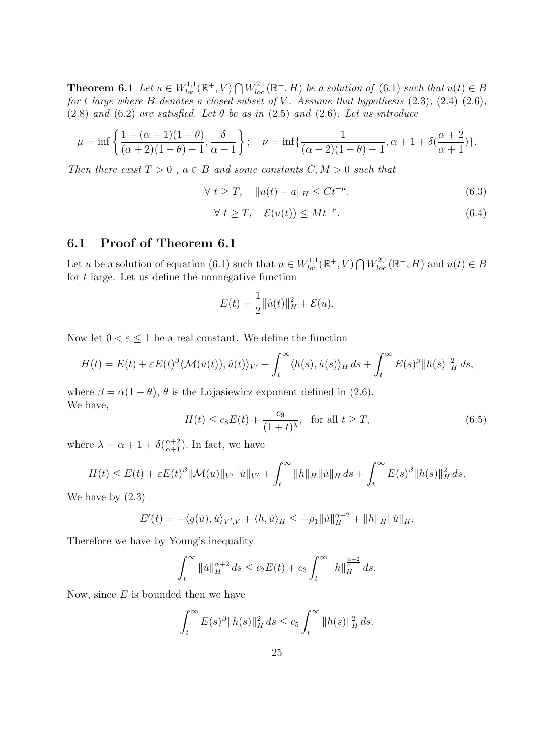**Theorem 6.1** *Let $u \in W^{1,1}_{loc}(\mathbb{R}^+, V) \bigcap W^{2,1}_{loc}(\mathbb{R}^+, H)$ be a solution of (6.1) such that $u(t) \in B$ for $t$ large where $B$ denotes a closed subset of $V$. Assume that hypothesis (2.3), (2.4) (2.6), (2.8) and (6.2) are satisfied. Let $\theta$ be as in (2.5) and (2.6). Let us introduce*

$$\mu = \inf\left\{\frac{1-(\alpha+1)(1-\theta)}{(\alpha+2)(1-\theta)-1}, \frac{\delta}{\alpha+1}\right\}; \quad \nu = \inf\{\frac{1}{(\alpha+2)(1-\theta)-1}, \alpha+1+\delta(\frac{\alpha+2}{\alpha+1})\}.$$

*Then there exist $T > 0$ , $a \in B$ and some constants $C, M > 0$ such that*

$$\forall\ t \geq T, \quad \|u(t) - a\|_H \leq Ct^{-\mu}. \tag{6.3}$$

$$\forall\ t \geq T, \quad \mathcal{E}(u(t)) \leq Mt^{-\nu}. \tag{6.4}$$

## 6.1 Proof of Theorem 6.1

Let $u$ be a solution of equation (6.1) such that $u \in W^{1,1}_{loc}(\mathbb{R}^+, V) \bigcap W^{2,1}_{loc}(\mathbb{R}^+, H)$ and $u(t) \in B$ for $t$ large. Let us define the nonnegative function

$$E(t) = \frac{1}{2}\|\dot{u}(t)\|_H^2 + \mathcal{E}(u).$$

Now let $0 < \varepsilon \leq 1$ be a real constant. We define the function

$$H(t) = E(t) + \varepsilon E(t)^\beta \langle \mathcal{M}(u(t)), \dot{u}(t)\rangle_{V'} + \int_t^\infty \langle h(s), \dot{u}(s)\rangle_H \, ds + \int_t^\infty E(s)^\beta \|h(s)\|_H^2 \, ds,$$

where $\beta = \alpha(1-\theta)$, $\theta$ is the Lojasiewicz exponent defined in (2.6).
We have,

$$H(t) \leq c_8 E(t) + \frac{c_9}{(1+t)^\lambda}, \quad \text{for all } t \geq T, \tag{6.5}$$

where $\lambda = \alpha + 1 + \delta(\frac{\alpha+2}{\alpha+1})$. In fact, we have

$$H(t) \leq E(t) + \varepsilon E(t)^\beta \|\mathcal{M}(u)\|_{V'} \|\dot{u}\|_{V'} + \int_t^\infty \|h\|_H \|\dot{u}\|_H \, ds + \int_t^\infty E(s)^\beta \|h(s)\|_H^2 \, ds.$$

We have by (2.3)

$$E'(t) = -\langle g(\dot{u}), \dot{u}\rangle_{V',V} + \langle h, \dot{u}\rangle_H \leq -\rho_1 \|\dot{u}\|_H^{\alpha+2} + \|h\|_H \|\dot{u}\|_H.$$

Therefore we have by Young's inequality

$$\int_t^\infty \|\dot{u}\|_H^{\alpha+2} \, ds \leq c_2 E(t) + c_3 \int_t^\infty \|h\|_H^{\frac{\alpha+2}{\alpha+1}} \, ds.$$

Now, since $E$ is bounded then we have

$$\int_t^\infty E(s)^\beta \|h(s)\|_H^2 \, ds \leq c_5 \int_t^\infty \|h(s)\|_H^2 \, ds.$$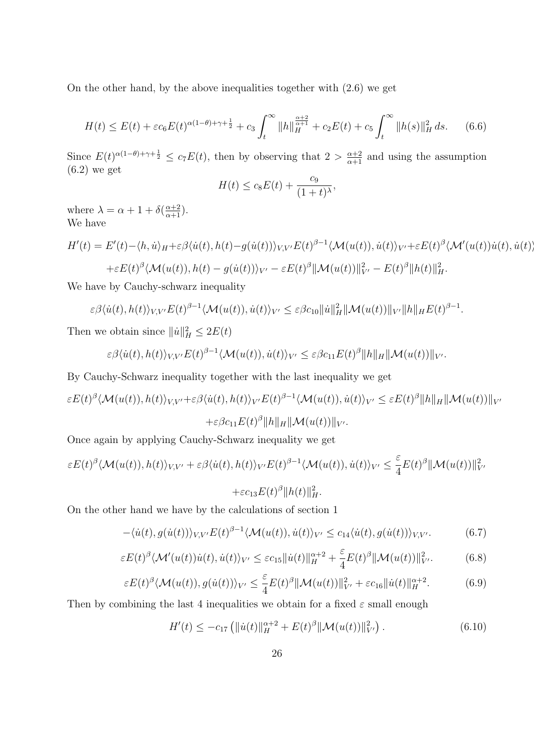On the other hand, by the above inequalities together with (2.6) we get

$$H(t) \leq E(t) + \varepsilon c_6 E(t)^{\alpha(1-\theta)+\gamma+\frac{1}{2}} + c_3 \int_t^\infty \|h\|_H^{\frac{\alpha+2}{\alpha+1}} + c_2 E(t) + c_5 \int_t^\infty \|h(s)\|_H^2 \, ds. \tag{6.6}$$

Since $E(t)^{\alpha(1-\theta)+\gamma+\frac{1}{2}} \leq c_7 E(t)$, then by observing that $2 > \frac{\alpha+2}{\alpha+1}$ and using the assumption (6.2) we get

$$H(t) \leq c_8 E(t) + \frac{c_9}{(1+t)^\lambda},$$

where $\lambda = \alpha + 1 + \delta(\frac{\alpha+2}{\alpha+1})$.
We have

$$H'(t) = E'(t) - \langle h, \dot{u}\rangle_H + \varepsilon\beta\langle \dot{u}(t), h(t) - g(\dot{u}(t))\rangle_{V,V'} E(t)^{\beta-1}\langle \mathcal{M}(u(t)), \dot{u}(t)\rangle_{V'} + \varepsilon E(t)^\beta \langle \mathcal{M}'(u(t))\dot{u}(t), \dot{u}(t)\rangle$$
$$+\varepsilon E(t)^\beta \langle \mathcal{M}(u(t)), h(t) - g(\dot{u}(t))\rangle_{V'} - \varepsilon E(t)^\beta \|\mathcal{M}(u(t))\|_{V'}^2 - E(t)^\beta \|h(t)\|_H^2.$$

We have by Cauchy-schwarz inequality

$$\varepsilon\beta\langle \dot{u}(t), h(t)\rangle_{V,V'} E(t)^{\beta-1}\langle \mathcal{M}(u(t)), \dot{u}(t)\rangle_{V'} \leq \varepsilon\beta c_{10}\|\dot{u}\|_H^2 \|\mathcal{M}(u(t))\|_{V'}\|h\|_H E(t)^{\beta-1}.$$

Then we obtain since $\|\dot{u}\|_H^2 \leq 2E(t)$

$$\varepsilon\beta\langle \dot{u}(t), h(t)\rangle_{V,V'} E(t)^{\beta-1}\langle \mathcal{M}(u(t)), \dot{u}(t)\rangle_{V'} \leq \varepsilon\beta c_{11} E(t)^\beta \|h\|_H \|\mathcal{M}(u(t))\|_{V'}.$$

By Cauchy-Schwarz inequality together with the last inequality we get

$$\varepsilon E(t)^\beta \langle \mathcal{M}(u(t)), h(t)\rangle_{V,V'} + \varepsilon\beta\langle \dot{u}(t), h(t)\rangle_{V'} E(t)^{\beta-1}\langle \mathcal{M}(u(t)), \dot{u}(t)\rangle_{V'} \leq \varepsilon E(t)^\beta \|h\|_H \|\mathcal{M}(u(t))\|_{V'}$$
$$+\varepsilon\beta c_{11} E(t)^\beta \|h\|_H \|\mathcal{M}(u(t))\|_{V'}.$$

Once again by applying Cauchy-Schwarz inequality we get

$$\varepsilon E(t)^\beta \langle \mathcal{M}(u(t)), h(t)\rangle_{V,V'} + \varepsilon\beta\langle \dot{u}(t), h(t)\rangle_{V'} E(t)^{\beta-1}\langle \mathcal{M}(u(t)), \dot{u}(t)\rangle_{V'} \leq \frac{\varepsilon}{4} E(t)^\beta \|\mathcal{M}(u(t))\|_{V'}^2$$
$$+\varepsilon c_{13} E(t)^\beta \|h(t)\|_H^2.$$

On the other hand we have by the calculations of section 1

$$-\langle \dot{u}(t), g(\dot{u}(t))\rangle_{V,V'} E(t)^{\beta-1}\langle \mathcal{M}(u(t)), \dot{u}(t)\rangle_{V'} \leq c_{14}\langle \dot{u}(t), g(\dot{u}(t))\rangle_{V,V'}. \tag{6.7}$$

$$\varepsilon E(t)^\beta \langle \mathcal{M}'(u(t))\dot{u}(t), \dot{u}(t)\rangle_{V'} \leq \varepsilon c_{15}\|\dot{u}(t)\|_H^{\alpha+2} + \frac{\varepsilon}{4} E(t)^\beta \|\mathcal{M}(u(t))\|_{V'}^2. \tag{6.8}$$

$$\varepsilon E(t)^\beta \langle \mathcal{M}(u(t)), g(\dot{u}(t))\rangle_{V'} \leq \frac{\varepsilon}{4} E(t)^\beta \|\mathcal{M}(u(t))\|_{V'}^2 + \varepsilon c_{16}\|\dot{u}(t)\|_H^{\alpha+2}. \tag{6.9}$$

Then by combining the last 4 inequalities we obtain for a fixed $\varepsilon$ small enough

$$H'(t) \leq -c_{17}\left(\|\dot{u}(t)\|_H^{\alpha+2} + E(t)^\beta \|\mathcal{M}(u(t))\|_{V'}^2\right). \tag{6.10}$$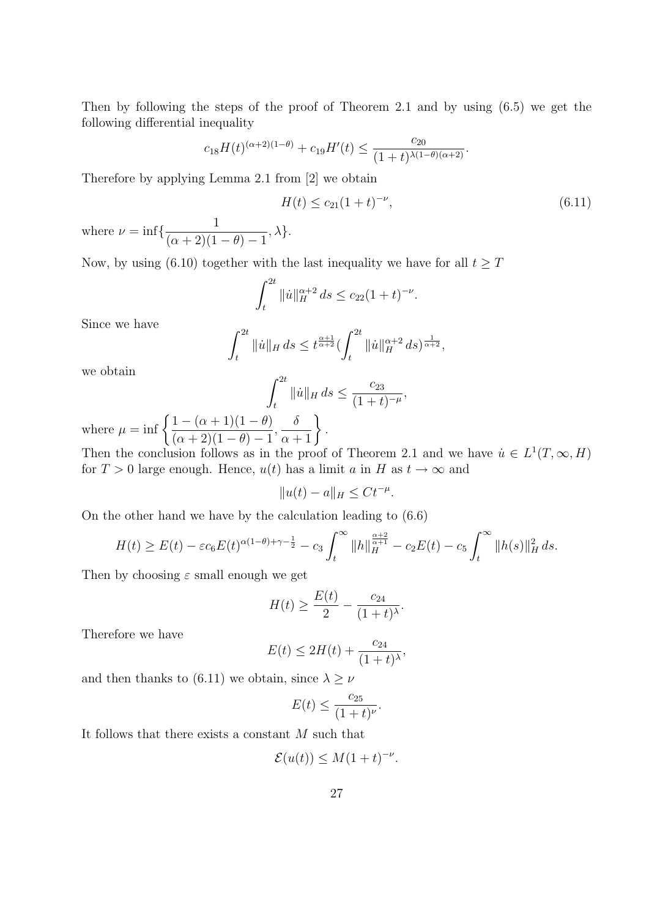Then by following the steps of the proof of Theorem 2.1 and by using (6.5) we get the following differential inequality

$$c_{18}H(t)^{(\alpha+2)(1-\theta)} + c_{19}H'(t) \leq \frac{c_{20}}{(1+t)^{\lambda(1-\theta)(\alpha+2)}}.$$

Therefore by applying Lemma 2.1 from [2] we obtain

$$H(t) \leq c_{21}(1+t)^{-\nu}, \tag{6.11}$$

where $\nu = \inf\{\frac{1}{(\alpha+2)(1-\theta)-1}, \lambda\}$.

Now, by using (6.10) together with the last inequality we have for all $t \geq T$

$$\int_t^{2t} \|\dot{u}\|_H^{\alpha+2}\, ds \leq c_{22}(1+t)^{-\nu}.$$

Since we have

$$\int_t^{2t} \|\dot{u}\|_H\, ds \leq t^{\frac{\alpha+1}{\alpha+2}} (\int_t^{2t} \|\dot{u}\|_H^{\alpha+2}\, ds)^{\frac{1}{\alpha+2}},$$

we obtain

$$\int_t^{2t} \|\dot{u}\|_H\, ds \leq \frac{c_{23}}{(1+t)^{-\mu}},$$

where $\mu = \inf\left\{\frac{1-(\alpha+1)(1-\theta)}{(\alpha+2)(1-\theta)-1}, \frac{\delta}{\alpha+1}\right\}$.
Then the conclusion follows as in the proof of Theorem 2.1 and we have $\dot{u} \in L^1(T,\infty,H)$ for $T > 0$ large enough. Hence, $u(t)$ has a limit $a$ in $H$ as $t \to \infty$ and

$$\|u(t) - a\|_H \leq Ct^{-\mu}.$$

On the other hand we have by the calculation leading to (6.6)

$$H(t) \geq E(t) - \varepsilon c_6 E(t)^{\alpha(1-\theta)+\gamma-\frac{1}{2}} - c_3 \int_t^\infty \|h\|_H^{\frac{\alpha+2}{\alpha+1}} - c_2 E(t) - c_5 \int_t^\infty \|h(s)\|_H^2\, ds.$$

Then by choosing $\varepsilon$ small enough we get

$$H(t) \geq \frac{E(t)}{2} - \frac{c_{24}}{(1+t)^\lambda}.$$

Therefore we have

$$E(t) \leq 2H(t) + \frac{c_{24}}{(1+t)^\lambda},$$

and then thanks to (6.11) we obtain, since $\lambda \geq \nu$

$$E(t) \leq \frac{c_{25}}{(1+t)^\nu}.$$

It follows that there exists a constant $M$ such that

$$\mathcal{E}(u(t)) \leq M(1+t)^{-\nu}.$$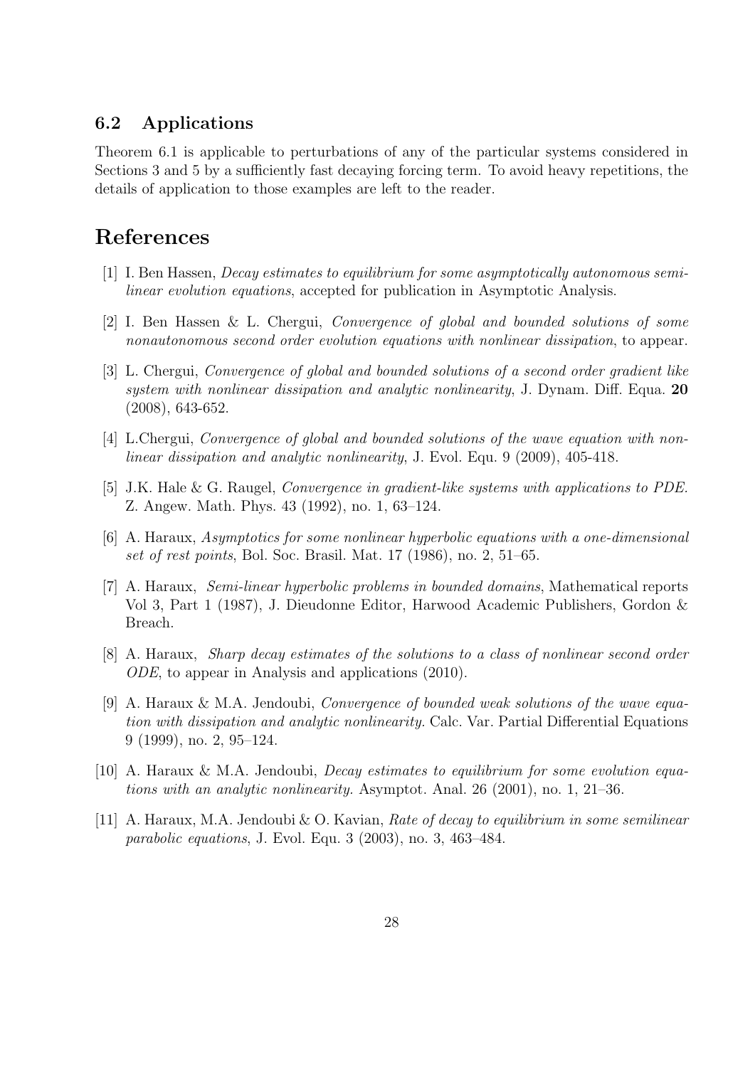### 6.2 Applications

Theorem 6.1 is applicable to perturbations of any of the particular systems considered in Sections 3 and 5 by a sufficiently fast decaying forcing term. To avoid heavy repetitions, the details of application to those examples are left to the reader.

## References

[1] I. Ben Hassen, *Decay estimates to equilibrium for some asymptotically autonomous semi-linear evolution equations*, accepted for publication in Asymptotic Analysis.

[2] I. Ben Hassen & L. Chergui, *Convergence of global and bounded solutions of some nonautonomous second order evolution equations with nonlinear dissipation*, to appear.

[3] L. Chergui, *Convergence of global and bounded solutions of a second order gradient like system with nonlinear dissipation and analytic nonlinearity*, J. Dynam. Diff. Equa. **20** (2008), 643-652.

[4] L.Chergui, *Convergence of global and bounded solutions of the wave equation with nonlinear dissipation and analytic nonlinearity*, J. Evol. Equ. 9 (2009), 405-418.

[5] J.K. Hale & G. Raugel, *Convergence in gradient-like systems with applications to PDE.* Z. Angew. Math. Phys. 43 (1992), no. 1, 63–124.

[6] A. Haraux, *Asymptotics for some nonlinear hyperbolic equations with a one-dimensional set of rest points*, Bol. Soc. Brasil. Mat. 17 (1986), no. 2, 51–65.

[7] A. Haraux, *Semi-linear hyperbolic problems in bounded domains*, Mathematical reports Vol 3, Part 1 (1987), J. Dieudonne Editor, Harwood Academic Publishers, Gordon & Breach.

[8] A. Haraux, *Sharp decay estimates of the solutions to a class of nonlinear second order ODE*, to appear in Analysis and applications (2010).

[9] A. Haraux & M.A. Jendoubi, *Convergence of bounded weak solutions of the wave equation with dissipation and analytic nonlinearity.* Calc. Var. Partial Differential Equations 9 (1999), no. 2, 95–124.

[10] A. Haraux & M.A. Jendoubi, *Decay estimates to equilibrium for some evolution equations with an analytic nonlinearity.* Asymptot. Anal. 26 (2001), no. 1, 21–36.

[11] A. Haraux, M.A. Jendoubi & O. Kavian, *Rate of decay to equilibrium in some semilinear parabolic equations*, J. Evol. Equ. 3 (2003), no. 3, 463–484.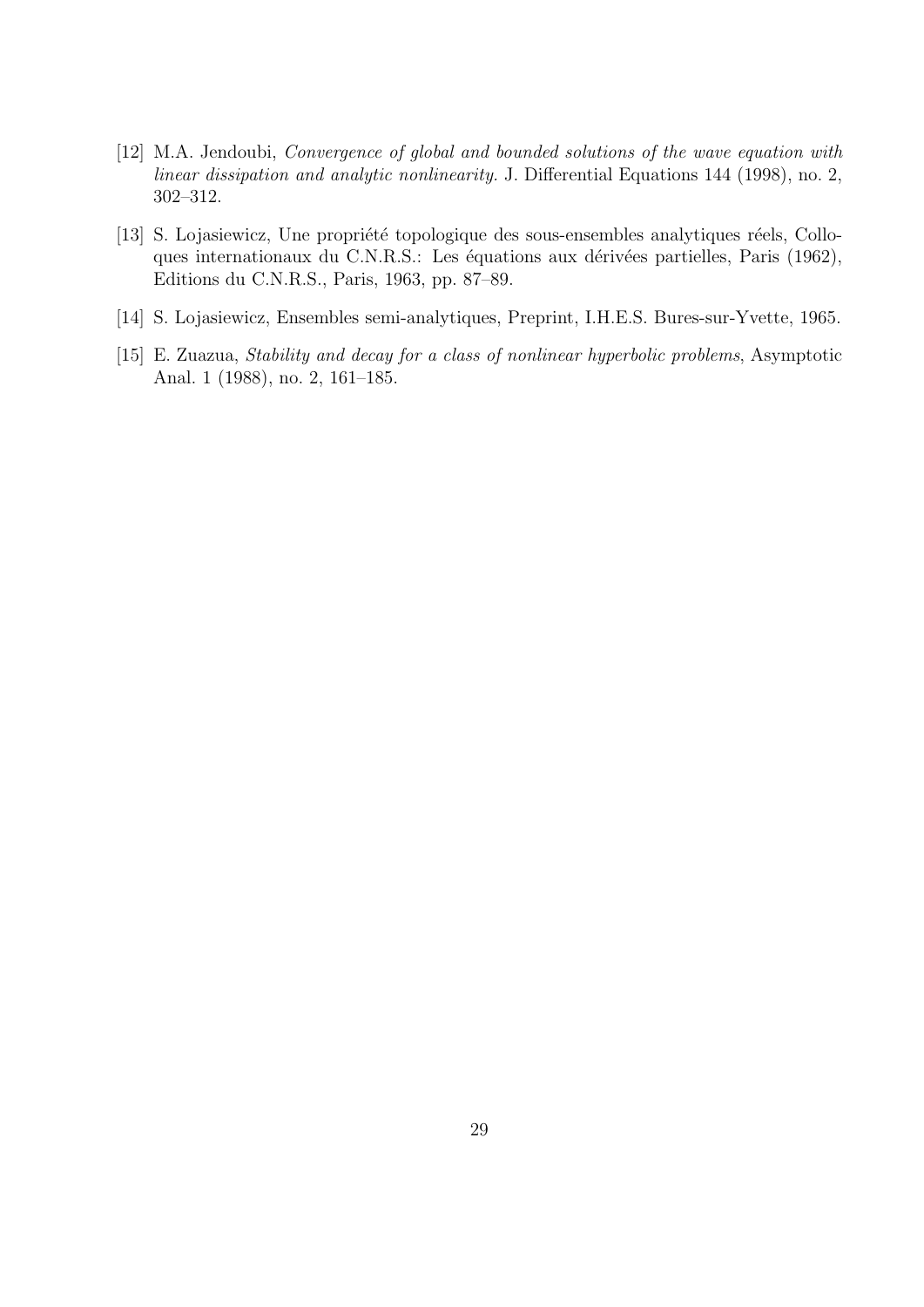[12] M.A. Jendoubi, *Convergence of global and bounded solutions of the wave equation with linear dissipation and analytic nonlinearity.* J. Differential Equations 144 (1998), no. 2, 302–312.

[13] S. Lojasiewicz, Une propriété topologique des sous-ensembles analytiques réels, Colloques internationaux du C.N.R.S.: Les équations aux dérivées partielles, Paris (1962), Editions du C.N.R.S., Paris, 1963, pp. 87–89.

[14] S. Lojasiewicz, Ensembles semi-analytiques, Preprint, I.H.E.S. Bures-sur-Yvette, 1965.

[15] E. Zuazua, *Stability and decay for a class of nonlinear hyperbolic problems*, Asymptotic Anal. 1 (1988), no. 2, 161–185.